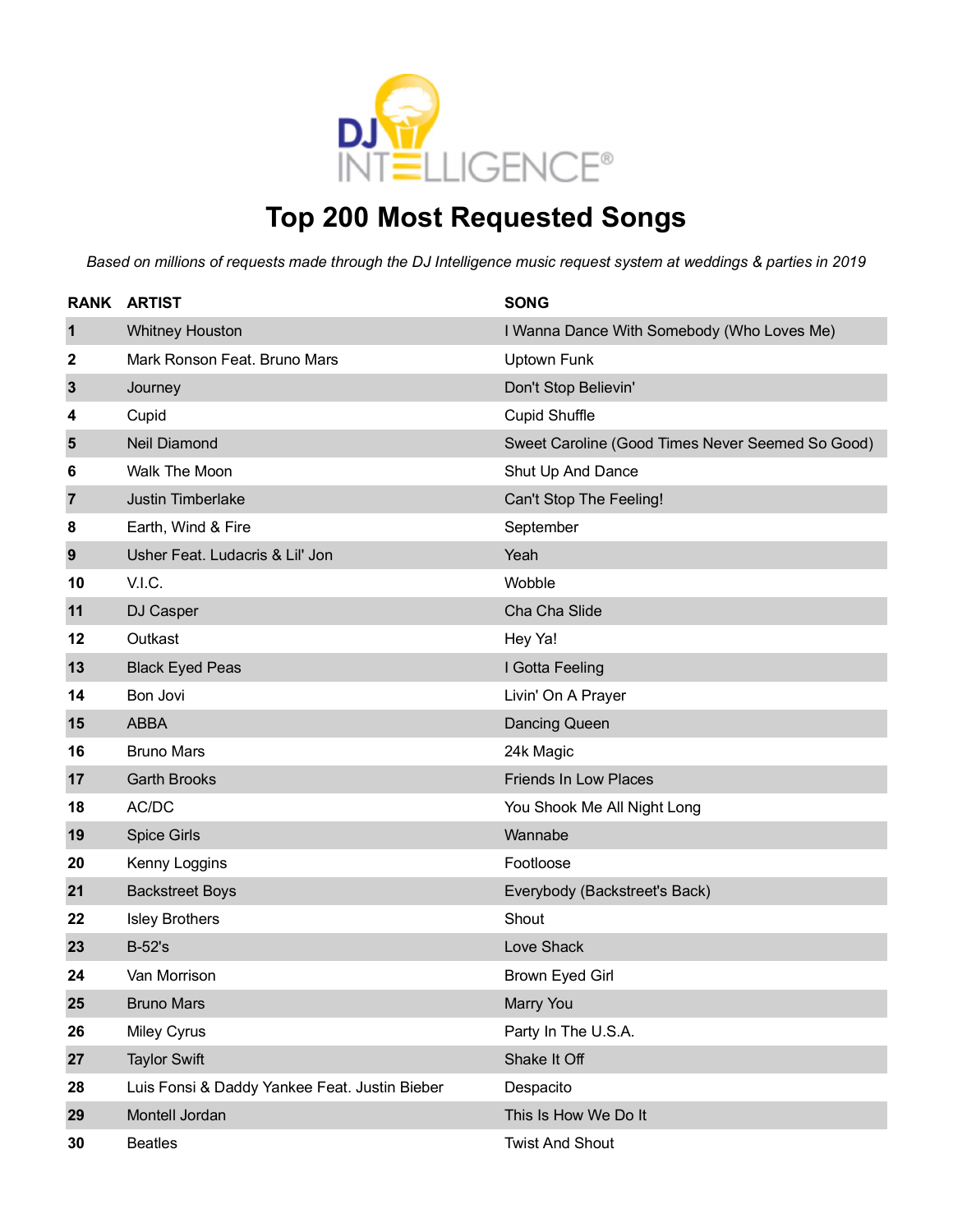# Top 200 Most Requested Songs

*Based on millions of requests made through the DJ Intelligence music request system at weddings & parties in 2019*

| RANK | ARTIST | SONG |
| --- | --- | --- |
| 1 | Whitney Houston | I Wanna Dance With Somebody (Who Loves Me) |
| 2 | Mark Ronson Feat. Bruno Mars | Uptown Funk |
| 3 | Journey | Don't Stop Believin' |
| 4 | Cupid | Cupid Shuffle |
| 5 | Neil Diamond | Sweet Caroline (Good Times Never Seemed So Good) |
| 6 | Walk The Moon | Shut Up And Dance |
| 7 | Justin Timberlake | Can't Stop The Feeling! |
| 8 | Earth, Wind & Fire | September |
| 9 | Usher Feat. Ludacris & Lil' Jon | Yeah |
| 10 | V.I.C. | Wobble |
| 11 | DJ Casper | Cha Cha Slide |
| 12 | Outkast | Hey Ya! |
| 13 | Black Eyed Peas | I Gotta Feeling |
| 14 | Bon Jovi | Livin' On A Prayer |
| 15 | ABBA | Dancing Queen |
| 16 | Bruno Mars | 24k Magic |
| 17 | Garth Brooks | Friends In Low Places |
| 18 | AC/DC | You Shook Me All Night Long |
| 19 | Spice Girls | Wannabe |
| 20 | Kenny Loggins | Footloose |
| 21 | Backstreet Boys | Everybody (Backstreet's Back) |
| 22 | Isley Brothers | Shout |
| 23 | B-52's | Love Shack |
| 24 | Van Morrison | Brown Eyed Girl |
| 25 | Bruno Mars | Marry You |
| 26 | Miley Cyrus | Party In The U.S.A. |
| 27 | Taylor Swift | Shake It Off |
| 28 | Luis Fonsi & Daddy Yankee Feat. Justin Bieber | Despacito |
| 29 | Montell Jordan | This Is How We Do It |
| 30 | Beatles | Twist And Shout |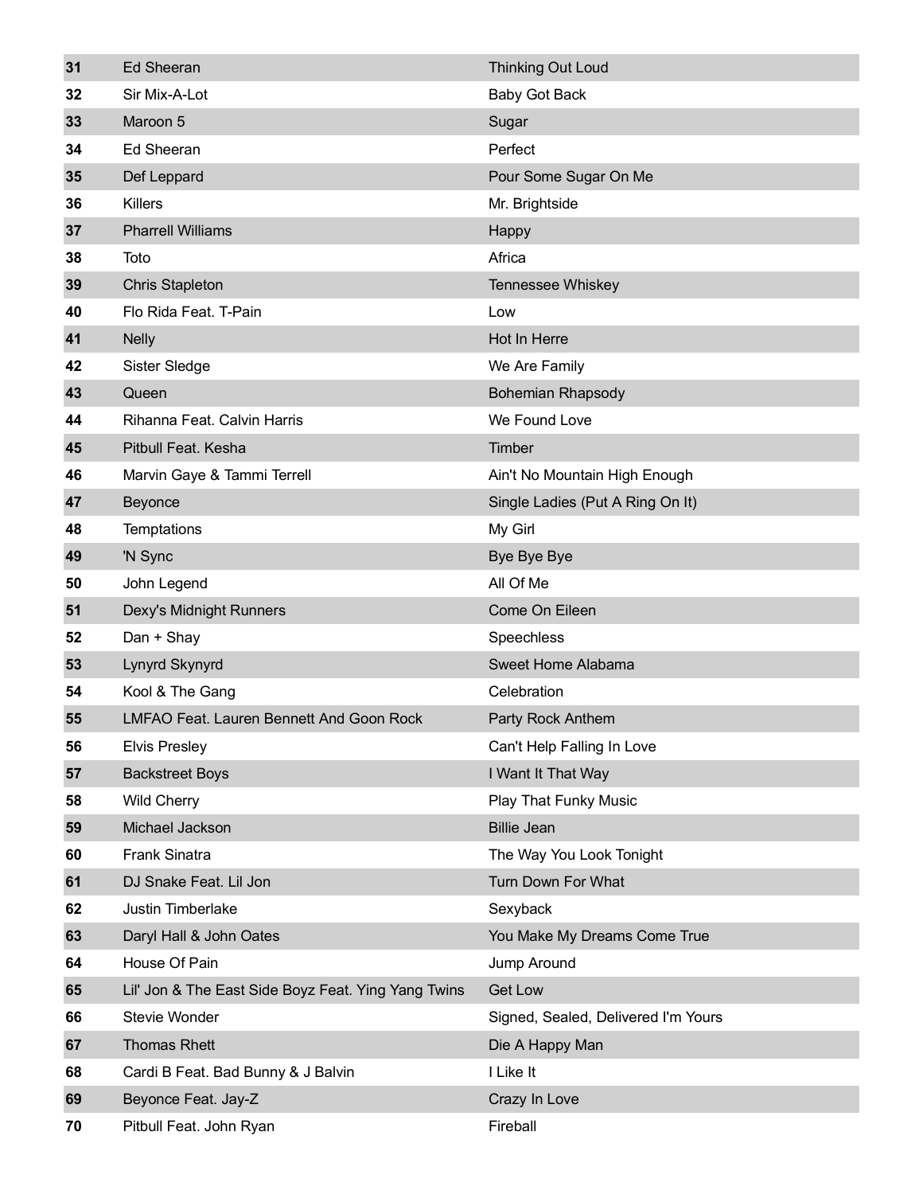| | | |
|---|---|---|
| 31 | Ed Sheeran | Thinking Out Loud |
| 32 | Sir Mix-A-Lot | Baby Got Back |
| 33 | Maroon 5 | Sugar |
| 34 | Ed Sheeran | Perfect |
| 35 | Def Leppard | Pour Some Sugar On Me |
| 36 | Killers | Mr. Brightside |
| 37 | Pharrell Williams | Happy |
| 38 | Toto | Africa |
| 39 | Chris Stapleton | Tennessee Whiskey |
| 40 | Flo Rida Feat. T-Pain | Low |
| 41 | Nelly | Hot In Herre |
| 42 | Sister Sledge | We Are Family |
| 43 | Queen | Bohemian Rhapsody |
| 44 | Rihanna Feat. Calvin Harris | We Found Love |
| 45 | Pitbull Feat. Kesha | Timber |
| 46 | Marvin Gaye & Tammi Terrell | Ain't No Mountain High Enough |
| 47 | Beyonce | Single Ladies (Put A Ring On It) |
| 48 | Temptations | My Girl |
| 49 | 'N Sync | Bye Bye Bye |
| 50 | John Legend | All Of Me |
| 51 | Dexy's Midnight Runners | Come On Eileen |
| 52 | Dan + Shay | Speechless |
| 53 | Lynyrd Skynyrd | Sweet Home Alabama |
| 54 | Kool & The Gang | Celebration |
| 55 | LMFAO Feat. Lauren Bennett And Goon Rock | Party Rock Anthem |
| 56 | Elvis Presley | Can't Help Falling In Love |
| 57 | Backstreet Boys | I Want It That Way |
| 58 | Wild Cherry | Play That Funky Music |
| 59 | Michael Jackson | Billie Jean |
| 60 | Frank Sinatra | The Way You Look Tonight |
| 61 | DJ Snake Feat. Lil Jon | Turn Down For What |
| 62 | Justin Timberlake | Sexyback |
| 63 | Daryl Hall & John Oates | You Make My Dreams Come True |
| 64 | House Of Pain | Jump Around |
| 65 | Lil' Jon & The East Side Boyz Feat. Ying Yang Twins | Get Low |
| 66 | Stevie Wonder | Signed, Sealed, Delivered I'm Yours |
| 67 | Thomas Rhett | Die A Happy Man |
| 68 | Cardi B Feat. Bad Bunny & J Balvin | I Like It |
| 69 | Beyonce Feat. Jay-Z | Crazy In Love |
| 70 | Pitbull Feat. John Ryan | Fireball |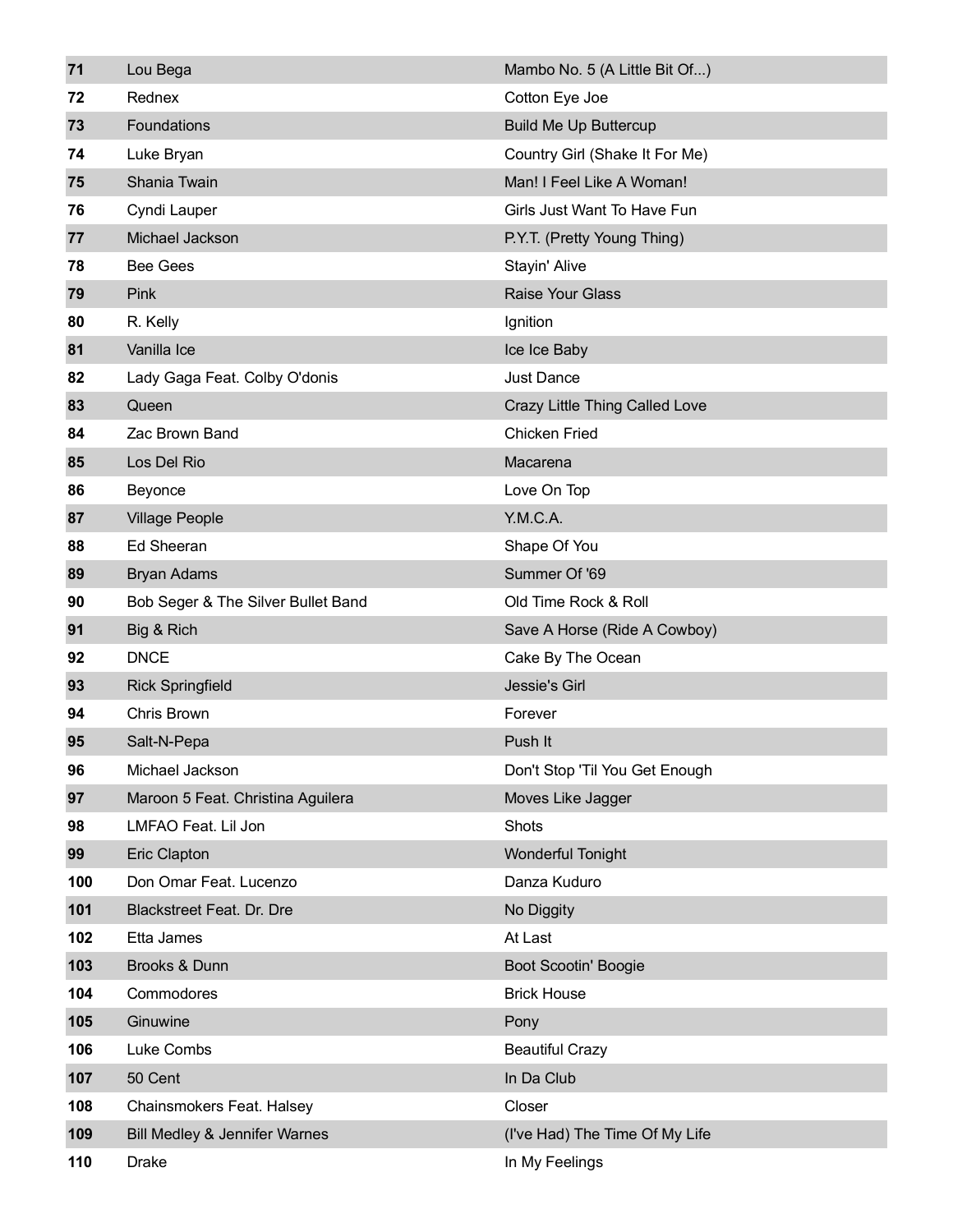| | | |
|---|---|---|
| **71** | Lou Bega | Mambo No. 5 (A Little Bit Of...) |
| **72** | Rednex | Cotton Eye Joe |
| **73** | Foundations | Build Me Up Buttercup |
| **74** | Luke Bryan | Country Girl (Shake It For Me) |
| **75** | Shania Twain | Man! I Feel Like A Woman! |
| **76** | Cyndi Lauper | Girls Just Want To Have Fun |
| **77** | Michael Jackson | P.Y.T. (Pretty Young Thing) |
| **78** | Bee Gees | Stayin' Alive |
| **79** | Pink | Raise Your Glass |
| **80** | R. Kelly | Ignition |
| **81** | Vanilla Ice | Ice Ice Baby |
| **82** | Lady Gaga Feat. Colby O'donis | Just Dance |
| **83** | Queen | Crazy Little Thing Called Love |
| **84** | Zac Brown Band | Chicken Fried |
| **85** | Los Del Rio | Macarena |
| **86** | Beyonce | Love On Top |
| **87** | Village People | Y.M.C.A. |
| **88** | Ed Sheeran | Shape Of You |
| **89** | Bryan Adams | Summer Of '69 |
| **90** | Bob Seger & The Silver Bullet Band | Old Time Rock & Roll |
| **91** | Big & Rich | Save A Horse (Ride A Cowboy) |
| **92** | DNCE | Cake By The Ocean |
| **93** | Rick Springfield | Jessie's Girl |
| **94** | Chris Brown | Forever |
| **95** | Salt-N-Pepa | Push It |
| **96** | Michael Jackson | Don't Stop 'Til You Get Enough |
| **97** | Maroon 5 Feat. Christina Aguilera | Moves Like Jagger |
| **98** | LMFAO Feat. Lil Jon | Shots |
| **99** | Eric Clapton | Wonderful Tonight |
| **100** | Don Omar Feat. Lucenzo | Danza Kuduro |
| **101** | Blackstreet Feat. Dr. Dre | No Diggity |
| **102** | Etta James | At Last |
| **103** | Brooks & Dunn | Boot Scootin' Boogie |
| **104** | Commodores | Brick House |
| **105** | Ginuwine | Pony |
| **106** | Luke Combs | Beautiful Crazy |
| **107** | 50 Cent | In Da Club |
| **108** | Chainsmokers Feat. Halsey | Closer |
| **109** | Bill Medley & Jennifer Warnes | (I've Had) The Time Of My Life |
| **110** | Drake | In My Feelings |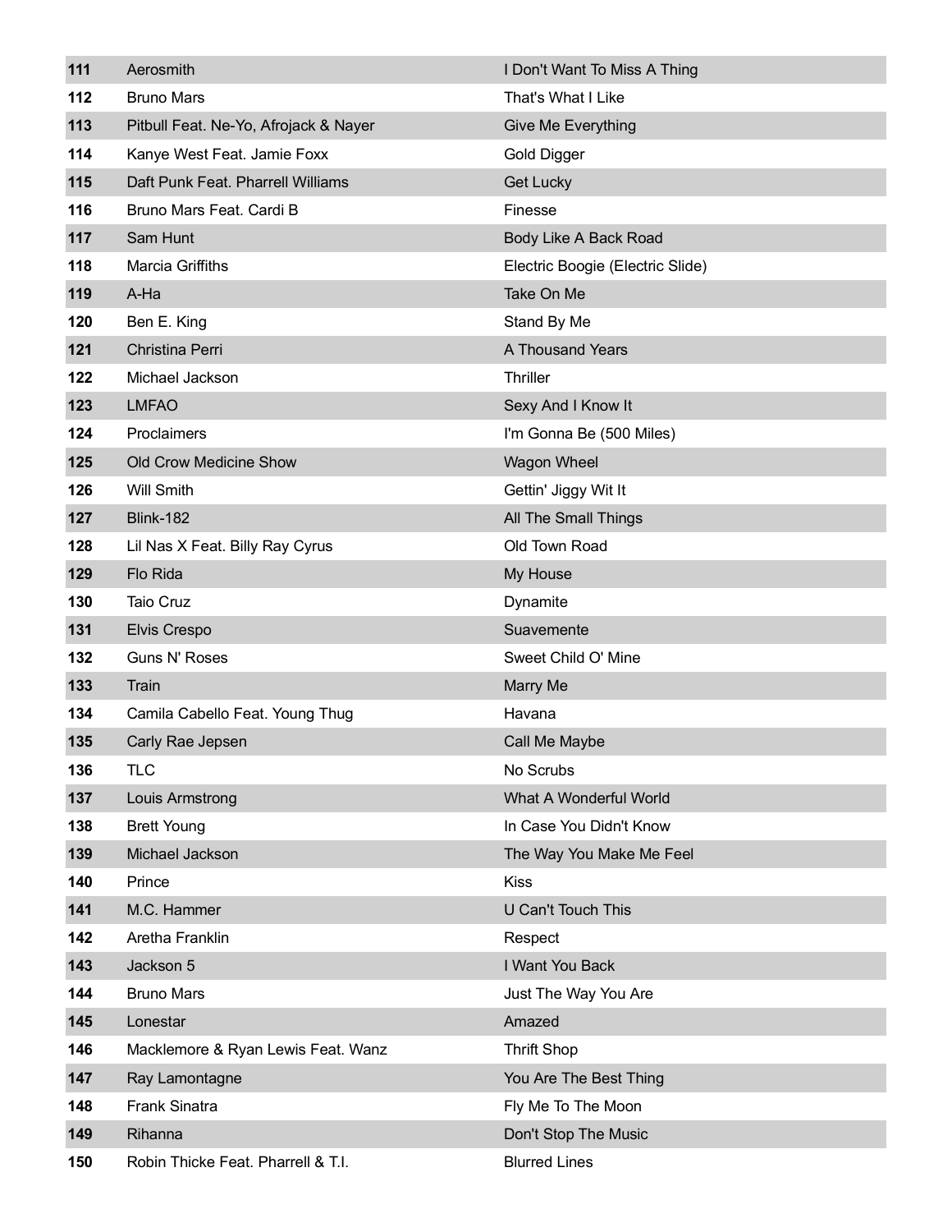| | | |
|---|---|---|
| **111** | Aerosmith | I Don't Want To Miss A Thing |
| **112** | Bruno Mars | That's What I Like |
| **113** | Pitbull Feat. Ne-Yo, Afrojack & Nayer | Give Me Everything |
| **114** | Kanye West Feat. Jamie Foxx | Gold Digger |
| **115** | Daft Punk Feat. Pharrell Williams | Get Lucky |
| **116** | Bruno Mars Feat. Cardi B | Finesse |
| **117** | Sam Hunt | Body Like A Back Road |
| **118** | Marcia Griffiths | Electric Boogie (Electric Slide) |
| **119** | A-Ha | Take On Me |
| **120** | Ben E. King | Stand By Me |
| **121** | Christina Perri | A Thousand Years |
| **122** | Michael Jackson | Thriller |
| **123** | LMFAO | Sexy And I Know It |
| **124** | Proclaimers | I'm Gonna Be (500 Miles) |
| **125** | Old Crow Medicine Show | Wagon Wheel |
| **126** | Will Smith | Gettin' Jiggy Wit It |
| **127** | Blink-182 | All The Small Things |
| **128** | Lil Nas X Feat. Billy Ray Cyrus | Old Town Road |
| **129** | Flo Rida | My House |
| **130** | Taio Cruz | Dynamite |
| **131** | Elvis Crespo | Suavemente |
| **132** | Guns N' Roses | Sweet Child O' Mine |
| **133** | Train | Marry Me |
| **134** | Camila Cabello Feat. Young Thug | Havana |
| **135** | Carly Rae Jepsen | Call Me Maybe |
| **136** | TLC | No Scrubs |
| **137** | Louis Armstrong | What A Wonderful World |
| **138** | Brett Young | In Case You Didn't Know |
| **139** | Michael Jackson | The Way You Make Me Feel |
| **140** | Prince | Kiss |
| **141** | M.C. Hammer | U Can't Touch This |
| **142** | Aretha Franklin | Respect |
| **143** | Jackson 5 | I Want You Back |
| **144** | Bruno Mars | Just The Way You Are |
| **145** | Lonestar | Amazed |
| **146** | Macklemore & Ryan Lewis Feat. Wanz | Thrift Shop |
| **147** | Ray Lamontagne | You Are The Best Thing |
| **148** | Frank Sinatra | Fly Me To The Moon |
| **149** | Rihanna | Don't Stop The Music |
| **150** | Robin Thicke Feat. Pharrell & T.I. | Blurred Lines |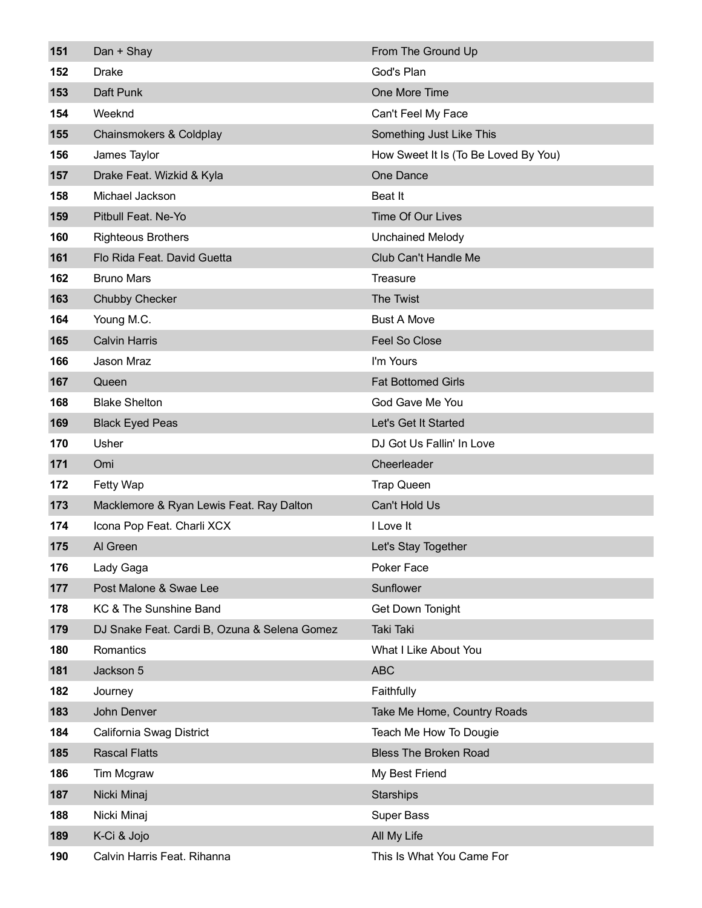| | | |
|---|---|---|
| **151** | Dan + Shay | From The Ground Up |
| **152** | Drake | God's Plan |
| **153** | Daft Punk | One More Time |
| **154** | Weeknd | Can't Feel My Face |
| **155** | Chainsmokers & Coldplay | Something Just Like This |
| **156** | James Taylor | How Sweet It Is (To Be Loved By You) |
| **157** | Drake Feat. Wizkid & Kyla | One Dance |
| **158** | Michael Jackson | Beat It |
| **159** | Pitbull Feat. Ne-Yo | Time Of Our Lives |
| **160** | Righteous Brothers | Unchained Melody |
| **161** | Flo Rida Feat. David Guetta | Club Can't Handle Me |
| **162** | Bruno Mars | Treasure |
| **163** | Chubby Checker | The Twist |
| **164** | Young M.C. | Bust A Move |
| **165** | Calvin Harris | Feel So Close |
| **166** | Jason Mraz | I'm Yours |
| **167** | Queen | Fat Bottomed Girls |
| **168** | Blake Shelton | God Gave Me You |
| **169** | Black Eyed Peas | Let's Get It Started |
| **170** | Usher | DJ Got Us Fallin' In Love |
| **171** | Omi | Cheerleader |
| **172** | Fetty Wap | Trap Queen |
| **173** | Macklemore & Ryan Lewis Feat. Ray Dalton | Can't Hold Us |
| **174** | Icona Pop Feat. Charli XCX | I Love It |
| **175** | Al Green | Let's Stay Together |
| **176** | Lady Gaga | Poker Face |
| **177** | Post Malone & Swae Lee | Sunflower |
| **178** | KC & The Sunshine Band | Get Down Tonight |
| **179** | DJ Snake Feat. Cardi B, Ozuna & Selena Gomez | Taki Taki |
| **180** | Romantics | What I Like About You |
| **181** | Jackson 5 | ABC |
| **182** | Journey | Faithfully |
| **183** | John Denver | Take Me Home, Country Roads |
| **184** | California Swag District | Teach Me How To Dougie |
| **185** | Rascal Flatts | Bless The Broken Road |
| **186** | Tim Mcgraw | My Best Friend |
| **187** | Nicki Minaj | Starships |
| **188** | Nicki Minaj | Super Bass |
| **189** | K-Ci & Jojo | All My Life |
| **190** | Calvin Harris Feat. Rihanna | This Is What You Came For |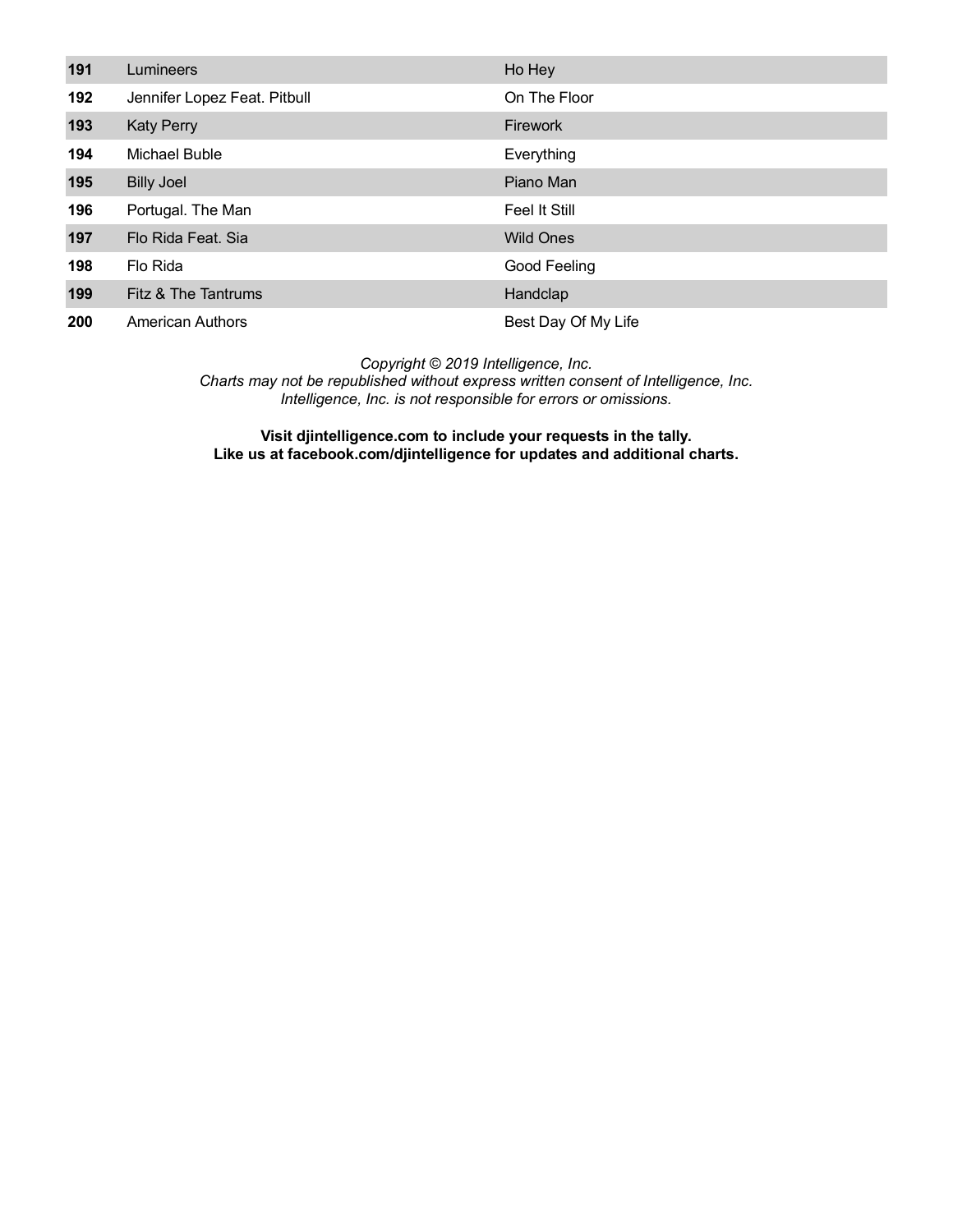| | | |
|---|---|---|
| **191** | Lumineers | Ho Hey |
| **192** | Jennifer Lopez Feat. Pitbull | On The Floor |
| **193** | Katy Perry | Firework |
| **194** | Michael Buble | Everything |
| **195** | Billy Joel | Piano Man |
| **196** | Portugal. The Man | Feel It Still |
| **197** | Flo Rida Feat. Sia | Wild Ones |
| **198** | Flo Rida | Good Feeling |
| **199** | Fitz & The Tantrums | Handclap |
| **200** | American Authors | Best Day Of My Life |

*Copyright © 2019 Intelligence, Inc.*
*Charts may not be republished without express written consent of Intelligence, Inc.*
*Intelligence, Inc. is not responsible for errors or omissions.*

**Visit djintelligence.com to include your requests in the tally.**
**Like us at facebook.com/djintelligence for updates and additional charts.**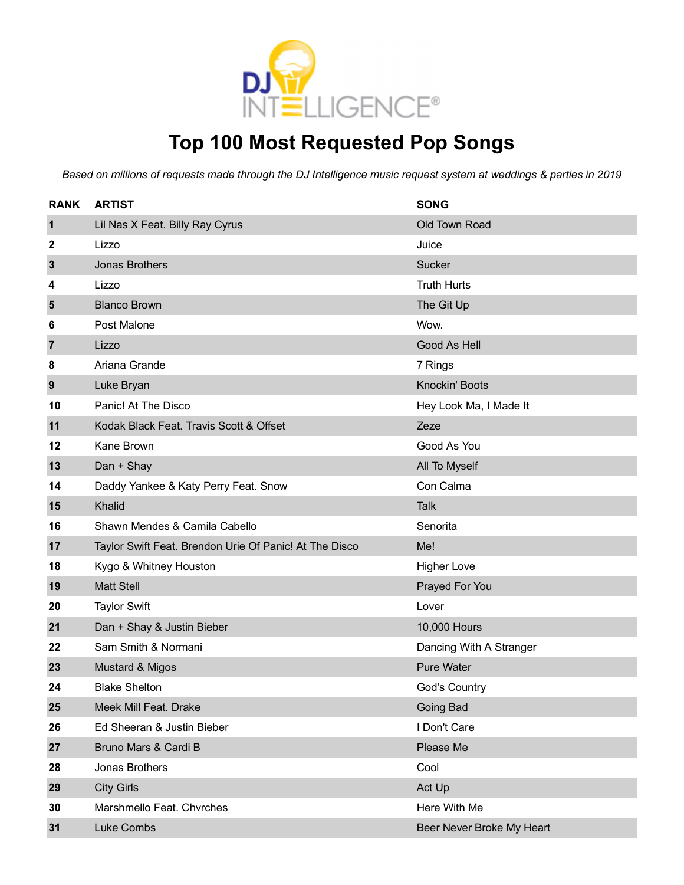# Top 100 Most Requested Pop Songs

*Based on millions of requests made through the DJ Intelligence music request system at weddings & parties in 2019*

| RANK | ARTIST | SONG |
|---|---|---|
| 1 | Lil Nas X Feat. Billy Ray Cyrus | Old Town Road |
| 2 | Lizzo | Juice |
| 3 | Jonas Brothers | Sucker |
| 4 | Lizzo | Truth Hurts |
| 5 | Blanco Brown | The Git Up |
| 6 | Post Malone | Wow. |
| 7 | Lizzo | Good As Hell |
| 8 | Ariana Grande | 7 Rings |
| 9 | Luke Bryan | Knockin' Boots |
| 10 | Panic! At The Disco | Hey Look Ma, I Made It |
| 11 | Kodak Black Feat. Travis Scott & Offset | Zeze |
| 12 | Kane Brown | Good As You |
| 13 | Dan + Shay | All To Myself |
| 14 | Daddy Yankee & Katy Perry Feat. Snow | Con Calma |
| 15 | Khalid | Talk |
| 16 | Shawn Mendes & Camila Cabello | Senorita |
| 17 | Taylor Swift Feat. Brendon Urie Of Panic! At The Disco | Me! |
| 18 | Kygo & Whitney Houston | Higher Love |
| 19 | Matt Stell | Prayed For You |
| 20 | Taylor Swift | Lover |
| 21 | Dan + Shay & Justin Bieber | 10,000 Hours |
| 22 | Sam Smith & Normani | Dancing With A Stranger |
| 23 | Mustard & Migos | Pure Water |
| 24 | Blake Shelton | God's Country |
| 25 | Meek Mill Feat. Drake | Going Bad |
| 26 | Ed Sheeran & Justin Bieber | I Don't Care |
| 27 | Bruno Mars & Cardi B | Please Me |
| 28 | Jonas Brothers | Cool |
| 29 | City Girls | Act Up |
| 30 | Marshmello Feat. Chvrches | Here With Me |
| 31 | Luke Combs | Beer Never Broke My Heart |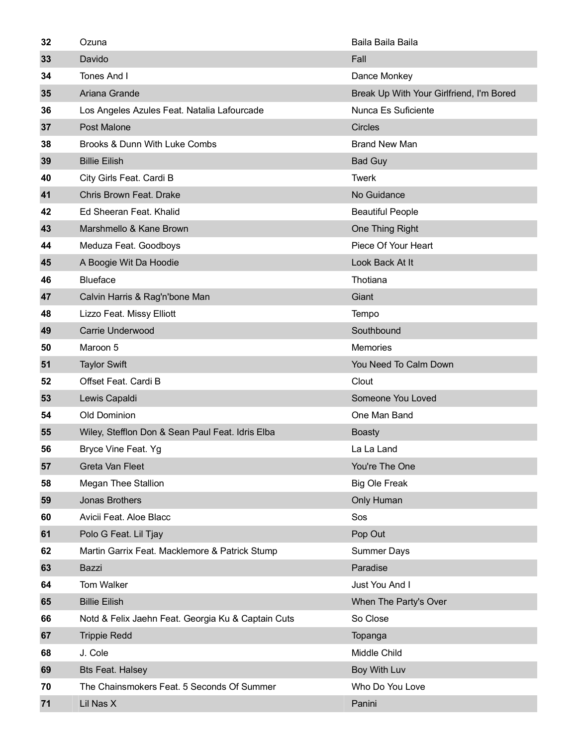| | | |
|---|---|---|
| 32 | Ozuna | Baila Baila Baila |
| 33 | Davido | Fall |
| 34 | Tones And I | Dance Monkey |
| 35 | Ariana Grande | Break Up With Your Girlfriend, I'm Bored |
| 36 | Los Angeles Azules Feat. Natalia Lafourcade | Nunca Es Suficiente |
| 37 | Post Malone | Circles |
| 38 | Brooks & Dunn With Luke Combs | Brand New Man |
| 39 | Billie Eilish | Bad Guy |
| 40 | City Girls Feat. Cardi B | Twerk |
| 41 | Chris Brown Feat. Drake | No Guidance |
| 42 | Ed Sheeran Feat. Khalid | Beautiful People |
| 43 | Marshmello & Kane Brown | One Thing Right |
| 44 | Meduza Feat. Goodboys | Piece Of Your Heart |
| 45 | A Boogie Wit Da Hoodie | Look Back At It |
| 46 | Blueface | Thotiana |
| 47 | Calvin Harris & Rag'n'bone Man | Giant |
| 48 | Lizzo Feat. Missy Elliott | Tempo |
| 49 | Carrie Underwood | Southbound |
| 50 | Maroon 5 | Memories |
| 51 | Taylor Swift | You Need To Calm Down |
| 52 | Offset Feat. Cardi B | Clout |
| 53 | Lewis Capaldi | Someone You Loved |
| 54 | Old Dominion | One Man Band |
| 55 | Wiley, Stefflon Don & Sean Paul Feat. Idris Elba | Boasty |
| 56 | Bryce Vine Feat. Yg | La La Land |
| 57 | Greta Van Fleet | You're The One |
| 58 | Megan Thee Stallion | Big Ole Freak |
| 59 | Jonas Brothers | Only Human |
| 60 | Avicii Feat. Aloe Blacc | Sos |
| 61 | Polo G Feat. Lil Tjay | Pop Out |
| 62 | Martin Garrix Feat. Macklemore & Patrick Stump | Summer Days |
| 63 | Bazzi | Paradise |
| 64 | Tom Walker | Just You And I |
| 65 | Billie Eilish | When The Party's Over |
| 66 | Notd & Felix Jaehn Feat. Georgia Ku & Captain Cuts | So Close |
| 67 | Trippie Redd | Topanga |
| 68 | J. Cole | Middle Child |
| 69 | Bts Feat. Halsey | Boy With Luv |
| 70 | The Chainsmokers Feat. 5 Seconds Of Summer | Who Do You Love |
| 71 | Lil Nas X | Panini |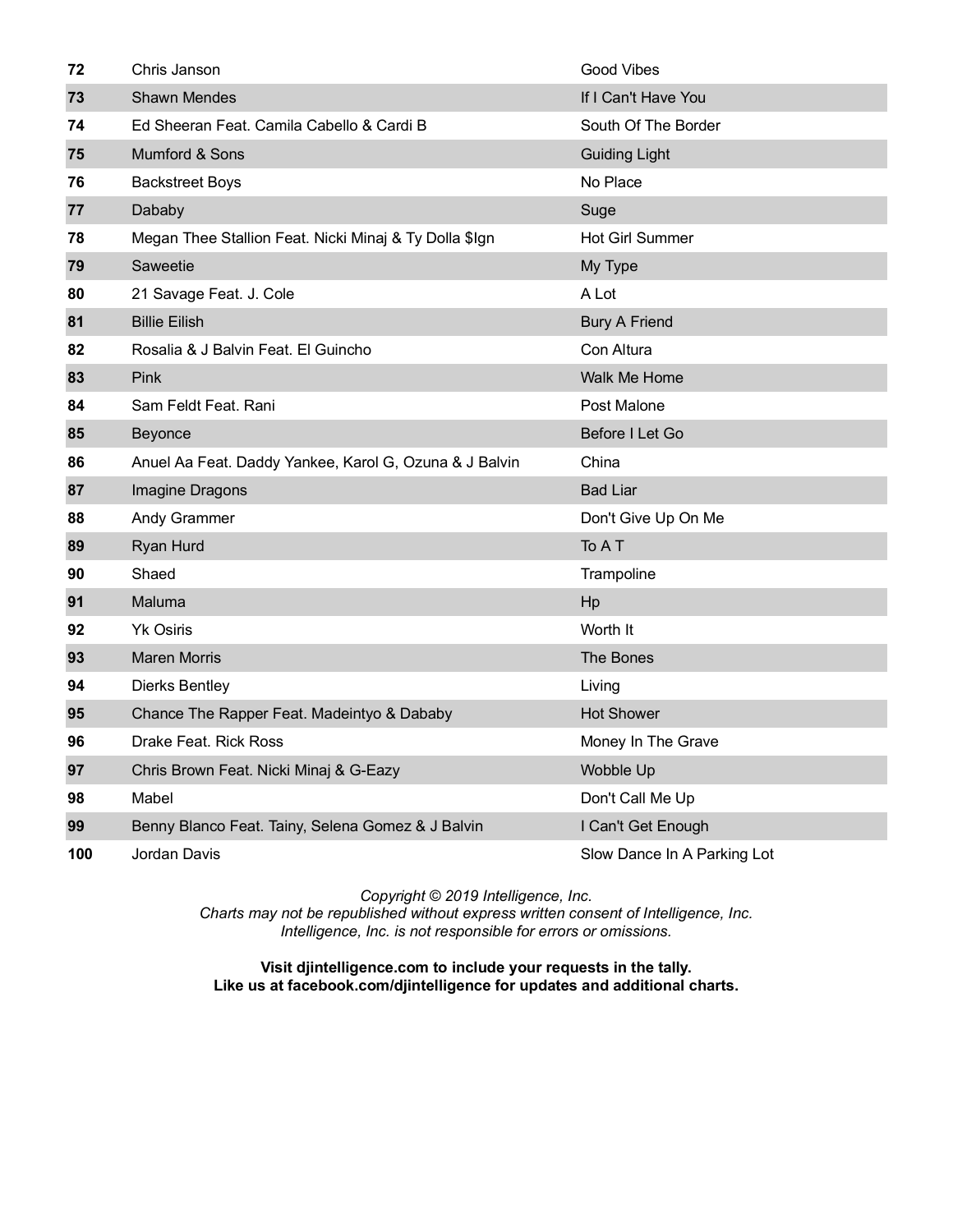| | | |
|---|---|---|
| **72** | Chris Janson | Good Vibes |
| **73** | Shawn Mendes | If I Can't Have You |
| **74** | Ed Sheeran Feat. Camila Cabello & Cardi B | South Of The Border |
| **75** | Mumford & Sons | Guiding Light |
| **76** | Backstreet Boys | No Place |
| **77** | Dababy | Suge |
| **78** | Megan Thee Stallion Feat. Nicki Minaj & Ty Dolla $Ign | Hot Girl Summer |
| **79** | Saweetie | My Type |
| **80** | 21 Savage Feat. J. Cole | A Lot |
| **81** | Billie Eilish | Bury A Friend |
| **82** | Rosalia & J Balvin Feat. El Guincho | Con Altura |
| **83** | Pink | Walk Me Home |
| **84** | Sam Feldt Feat. Rani | Post Malone |
| **85** | Beyonce | Before I Let Go |
| **86** | Anuel Aa Feat. Daddy Yankee, Karol G, Ozuna & J Balvin | China |
| **87** | Imagine Dragons | Bad Liar |
| **88** | Andy Grammer | Don't Give Up On Me |
| **89** | Ryan Hurd | To A T |
| **90** | Shaed | Trampoline |
| **91** | Maluma | Hp |
| **92** | Yk Osiris | Worth It |
| **93** | Maren Morris | The Bones |
| **94** | Dierks Bentley | Living |
| **95** | Chance The Rapper Feat. Madeintyo & Dababy | Hot Shower |
| **96** | Drake Feat. Rick Ross | Money In The Grave |
| **97** | Chris Brown Feat. Nicki Minaj & G-Eazy | Wobble Up |
| **98** | Mabel | Don't Call Me Up |
| **99** | Benny Blanco Feat. Tainy, Selena Gomez & J Balvin | I Can't Get Enough |
| **100** | Jordan Davis | Slow Dance In A Parking Lot |

*Copyright © 2019 Intelligence, Inc.*
*Charts may not be republished without express written consent of Intelligence, Inc.*
*Intelligence, Inc. is not responsible for errors or omissions.*

**Visit djintelligence.com to include your requests in the tally.**
**Like us at facebook.com/djintelligence for updates and additional charts.**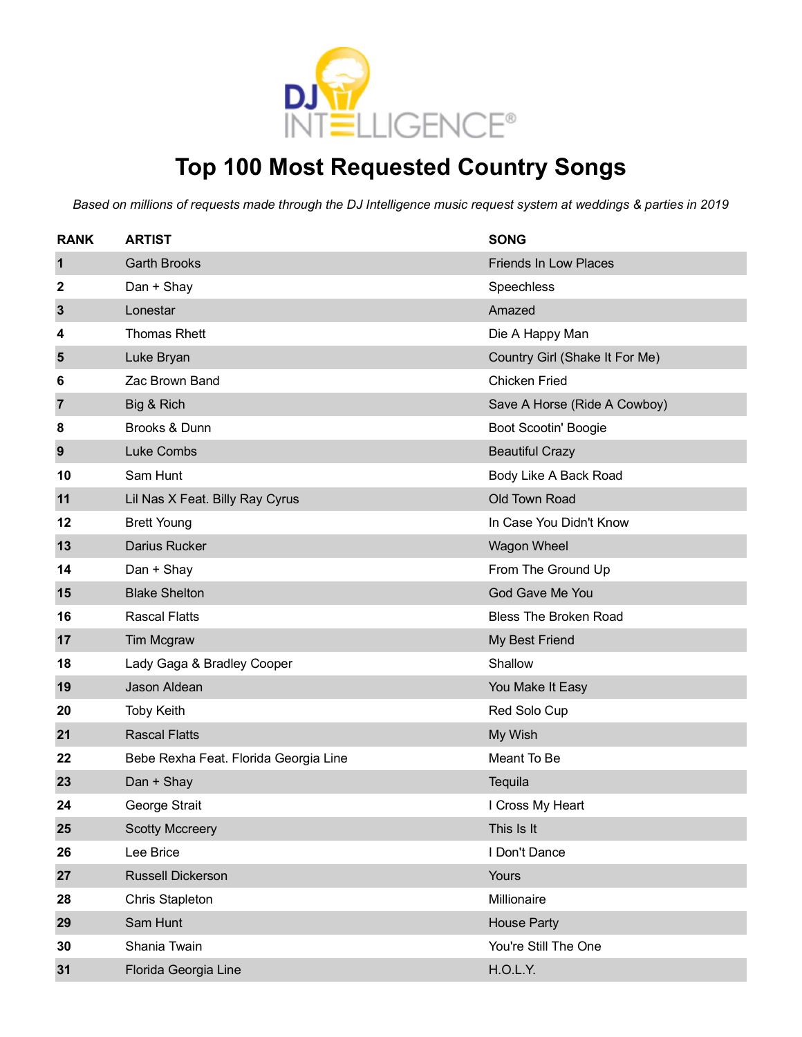# Top 100 Most Requested Country Songs

*Based on millions of requests made through the DJ Intelligence music request system at weddings & parties in 2019*

| RANK | ARTIST | SONG |
|---|---|---|
| 1 | Garth Brooks | Friends In Low Places |
| 2 | Dan + Shay | Speechless |
| 3 | Lonestar | Amazed |
| 4 | Thomas Rhett | Die A Happy Man |
| 5 | Luke Bryan | Country Girl (Shake It For Me) |
| 6 | Zac Brown Band | Chicken Fried |
| 7 | Big & Rich | Save A Horse (Ride A Cowboy) |
| 8 | Brooks & Dunn | Boot Scootin' Boogie |
| 9 | Luke Combs | Beautiful Crazy |
| 10 | Sam Hunt | Body Like A Back Road |
| 11 | Lil Nas X Feat. Billy Ray Cyrus | Old Town Road |
| 12 | Brett Young | In Case You Didn't Know |
| 13 | Darius Rucker | Wagon Wheel |
| 14 | Dan + Shay | From The Ground Up |
| 15 | Blake Shelton | God Gave Me You |
| 16 | Rascal Flatts | Bless The Broken Road |
| 17 | Tim Mcgraw | My Best Friend |
| 18 | Lady Gaga & Bradley Cooper | Shallow |
| 19 | Jason Aldean | You Make It Easy |
| 20 | Toby Keith | Red Solo Cup |
| 21 | Rascal Flatts | My Wish |
| 22 | Bebe Rexha Feat. Florida Georgia Line | Meant To Be |
| 23 | Dan + Shay | Tequila |
| 24 | George Strait | I Cross My Heart |
| 25 | Scotty Mccreery | This Is It |
| 26 | Lee Brice | I Don't Dance |
| 27 | Russell Dickerson | Yours |
| 28 | Chris Stapleton | Millionaire |
| 29 | Sam Hunt | House Party |
| 30 | Shania Twain | You're Still The One |
| 31 | Florida Georgia Line | H.O.L.Y. |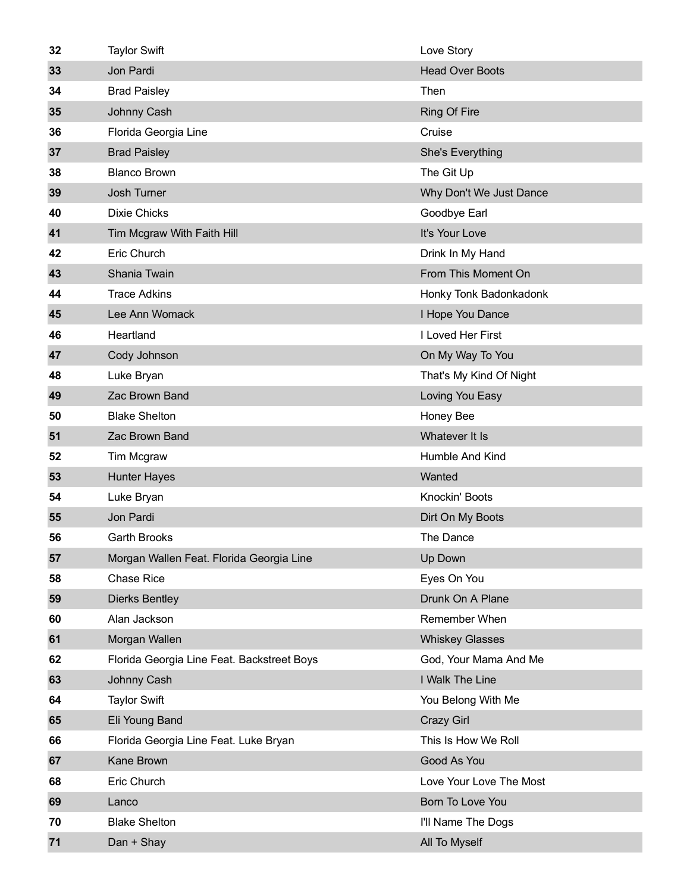| | | |
|---|---|---|
| 32 | Taylor Swift | Love Story |
| 33 | Jon Pardi | Head Over Boots |
| 34 | Brad Paisley | Then |
| 35 | Johnny Cash | Ring Of Fire |
| 36 | Florida Georgia Line | Cruise |
| 37 | Brad Paisley | She's Everything |
| 38 | Blanco Brown | The Git Up |
| 39 | Josh Turner | Why Don't We Just Dance |
| 40 | Dixie Chicks | Goodbye Earl |
| 41 | Tim Mcgraw With Faith Hill | It's Your Love |
| 42 | Eric Church | Drink In My Hand |
| 43 | Shania Twain | From This Moment On |
| 44 | Trace Adkins | Honky Tonk Badonkadonk |
| 45 | Lee Ann Womack | I Hope You Dance |
| 46 | Heartland | I Loved Her First |
| 47 | Cody Johnson | On My Way To You |
| 48 | Luke Bryan | That's My Kind Of Night |
| 49 | Zac Brown Band | Loving You Easy |
| 50 | Blake Shelton | Honey Bee |
| 51 | Zac Brown Band | Whatever It Is |
| 52 | Tim Mcgraw | Humble And Kind |
| 53 | Hunter Hayes | Wanted |
| 54 | Luke Bryan | Knockin' Boots |
| 55 | Jon Pardi | Dirt On My Boots |
| 56 | Garth Brooks | The Dance |
| 57 | Morgan Wallen Feat. Florida Georgia Line | Up Down |
| 58 | Chase Rice | Eyes On You |
| 59 | Dierks Bentley | Drunk On A Plane |
| 60 | Alan Jackson | Remember When |
| 61 | Morgan Wallen | Whiskey Glasses |
| 62 | Florida Georgia Line Feat. Backstreet Boys | God, Your Mama And Me |
| 63 | Johnny Cash | I Walk The Line |
| 64 | Taylor Swift | You Belong With Me |
| 65 | Eli Young Band | Crazy Girl |
| 66 | Florida Georgia Line Feat. Luke Bryan | This Is How We Roll |
| 67 | Kane Brown | Good As You |
| 68 | Eric Church | Love Your Love The Most |
| 69 | Lanco | Born To Love You |
| 70 | Blake Shelton | I'll Name The Dogs |
| 71 | Dan + Shay | All To Myself |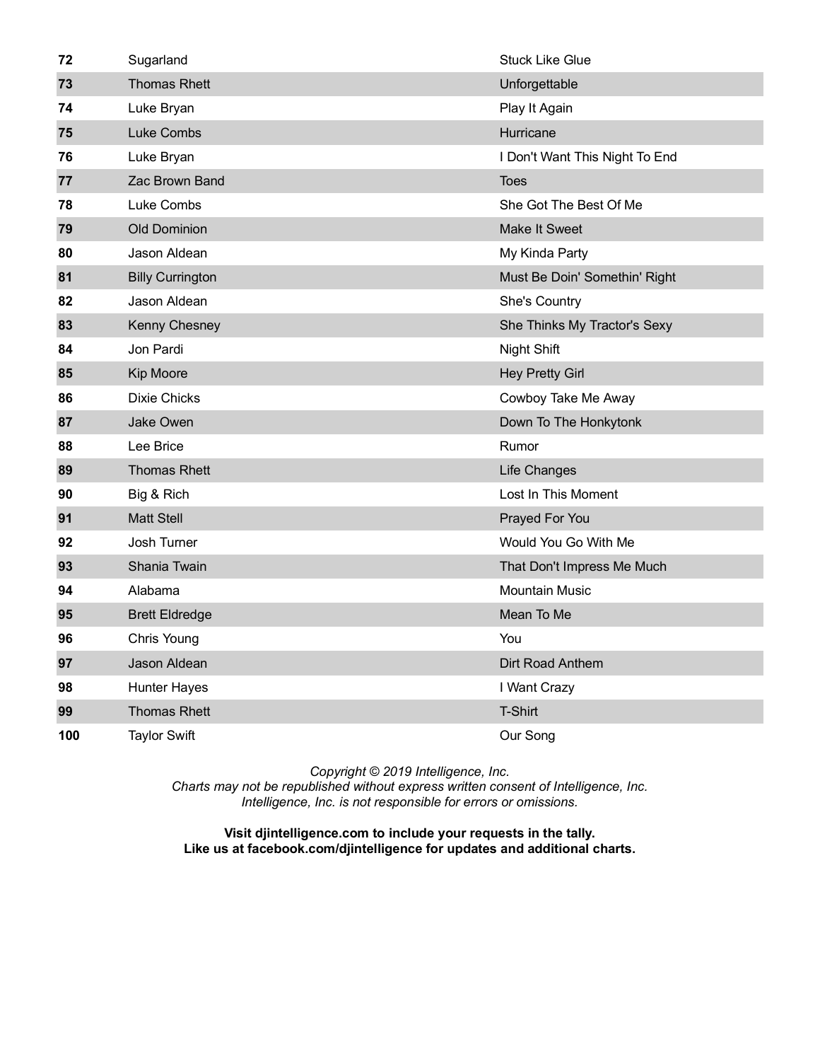| | | |
|---|---|---|
| 72 | Sugarland | Stuck Like Glue |
| 73 | Thomas Rhett | Unforgettable |
| 74 | Luke Bryan | Play It Again |
| 75 | Luke Combs | Hurricane |
| 76 | Luke Bryan | I Don't Want This Night To End |
| 77 | Zac Brown Band | Toes |
| 78 | Luke Combs | She Got The Best Of Me |
| 79 | Old Dominion | Make It Sweet |
| 80 | Jason Aldean | My Kinda Party |
| 81 | Billy Currington | Must Be Doin' Somethin' Right |
| 82 | Jason Aldean | She's Country |
| 83 | Kenny Chesney | She Thinks My Tractor's Sexy |
| 84 | Jon Pardi | Night Shift |
| 85 | Kip Moore | Hey Pretty Girl |
| 86 | Dixie Chicks | Cowboy Take Me Away |
| 87 | Jake Owen | Down To The Honkytonk |
| 88 | Lee Brice | Rumor |
| 89 | Thomas Rhett | Life Changes |
| 90 | Big & Rich | Lost In This Moment |
| 91 | Matt Stell | Prayed For You |
| 92 | Josh Turner | Would You Go With Me |
| 93 | Shania Twain | That Don't Impress Me Much |
| 94 | Alabama | Mountain Music |
| 95 | Brett Eldredge | Mean To Me |
| 96 | Chris Young | You |
| 97 | Jason Aldean | Dirt Road Anthem |
| 98 | Hunter Hayes | I Want Crazy |
| 99 | Thomas Rhett | T-Shirt |
| 100 | Taylor Swift | Our Song |

*Copyright © 2019 Intelligence, Inc.*
*Charts may not be republished without express written consent of Intelligence, Inc.*
*Intelligence, Inc. is not responsible for errors or omissions.*

**Visit djintelligence.com to include your requests in the tally.**
**Like us at facebook.com/djintelligence for updates and additional charts.**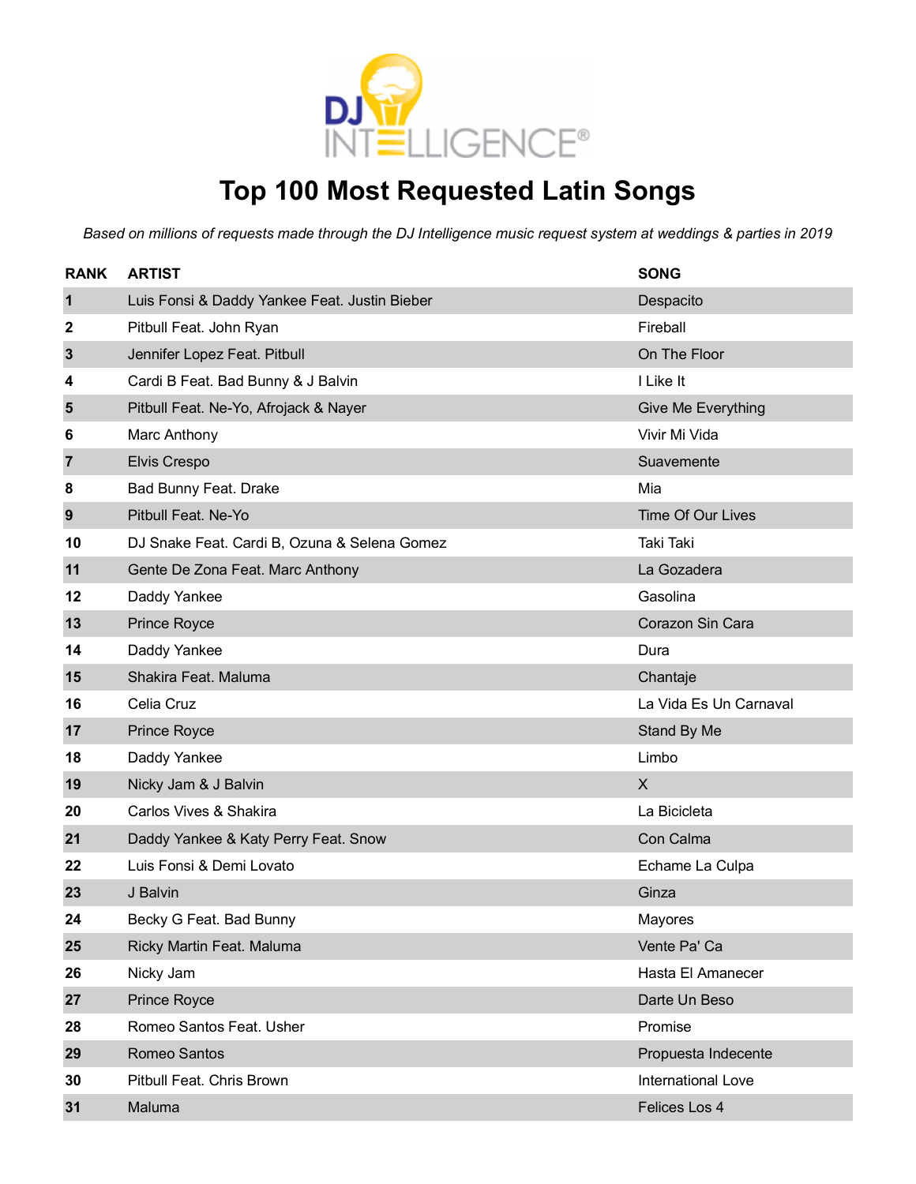# Top 100 Most Requested Latin Songs

*Based on millions of requests made through the DJ Intelligence music request system at weddings & parties in 2019*

| RANK | ARTIST | SONG |
|---|---|---|
| 1 | Luis Fonsi & Daddy Yankee Feat. Justin Bieber | Despacito |
| 2 | Pitbull Feat. John Ryan | Fireball |
| 3 | Jennifer Lopez Feat. Pitbull | On The Floor |
| 4 | Cardi B Feat. Bad Bunny & J Balvin | I Like It |
| 5 | Pitbull Feat. Ne-Yo, Afrojack & Nayer | Give Me Everything |
| 6 | Marc Anthony | Vivir Mi Vida |
| 7 | Elvis Crespo | Suavemente |
| 8 | Bad Bunny Feat. Drake | Mia |
| 9 | Pitbull Feat. Ne-Yo | Time Of Our Lives |
| 10 | DJ Snake Feat. Cardi B, Ozuna & Selena Gomez | Taki Taki |
| 11 | Gente De Zona Feat. Marc Anthony | La Gozadera |
| 12 | Daddy Yankee | Gasolina |
| 13 | Prince Royce | Corazon Sin Cara |
| 14 | Daddy Yankee | Dura |
| 15 | Shakira Feat. Maluma | Chantaje |
| 16 | Celia Cruz | La Vida Es Un Carnaval |
| 17 | Prince Royce | Stand By Me |
| 18 | Daddy Yankee | Limbo |
| 19 | Nicky Jam & J Balvin | X |
| 20 | Carlos Vives & Shakira | La Bicicleta |
| 21 | Daddy Yankee & Katy Perry Feat. Snow | Con Calma |
| 22 | Luis Fonsi & Demi Lovato | Echame La Culpa |
| 23 | J Balvin | Ginza |
| 24 | Becky G Feat. Bad Bunny | Mayores |
| 25 | Ricky Martin Feat. Maluma | Vente Pa' Ca |
| 26 | Nicky Jam | Hasta El Amanecer |
| 27 | Prince Royce | Darte Un Beso |
| 28 | Romeo Santos Feat. Usher | Promise |
| 29 | Romeo Santos | Propuesta Indecente |
| 30 | Pitbull Feat. Chris Brown | International Love |
| 31 | Maluma | Felices Los 4 |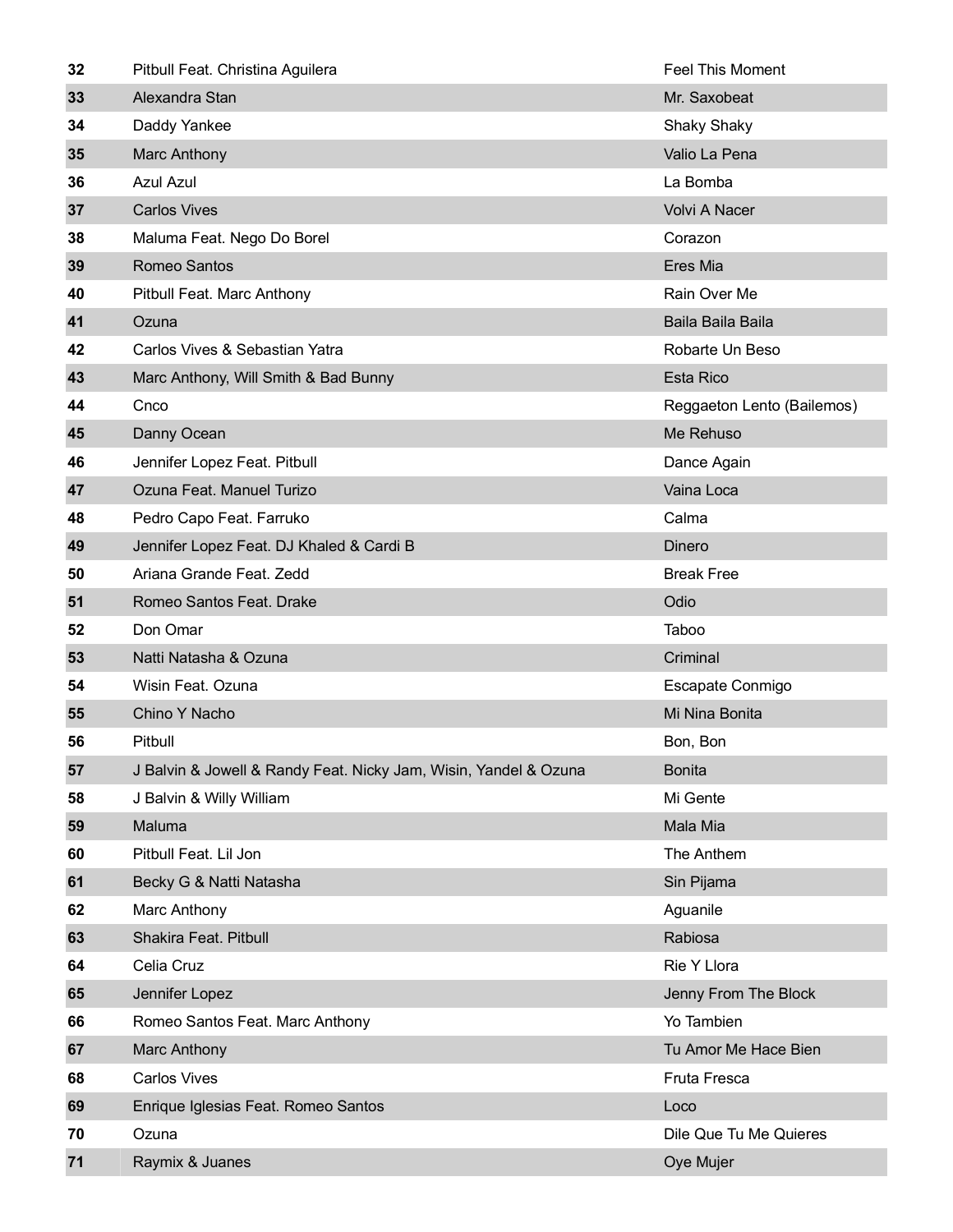| | | |
|---|---|---|
| **32** | Pitbull Feat. Christina Aguilera | Feel This Moment |
| **33** | Alexandra Stan | Mr. Saxobeat |
| **34** | Daddy Yankee | Shaky Shaky |
| **35** | Marc Anthony | Valio La Pena |
| **36** | Azul Azul | La Bomba |
| **37** | Carlos Vives | Volvi A Nacer |
| **38** | Maluma Feat. Nego Do Borel | Corazon |
| **39** | Romeo Santos | Eres Mia |
| **40** | Pitbull Feat. Marc Anthony | Rain Over Me |
| **41** | Ozuna | Baila Baila Baila |
| **42** | Carlos Vives & Sebastian Yatra | Robarte Un Beso |
| **43** | Marc Anthony, Will Smith & Bad Bunny | Esta Rico |
| **44** | Cnco | Reggaeton Lento (Bailemos) |
| **45** | Danny Ocean | Me Rehuso |
| **46** | Jennifer Lopez Feat. Pitbull | Dance Again |
| **47** | Ozuna Feat. Manuel Turizo | Vaina Loca |
| **48** | Pedro Capo Feat. Farruko | Calma |
| **49** | Jennifer Lopez Feat. DJ Khaled & Cardi B | Dinero |
| **50** | Ariana Grande Feat. Zedd | Break Free |
| **51** | Romeo Santos Feat. Drake | Odio |
| **52** | Don Omar | Taboo |
| **53** | Natti Natasha & Ozuna | Criminal |
| **54** | Wisin Feat. Ozuna | Escapate Conmigo |
| **55** | Chino Y Nacho | Mi Nina Bonita |
| **56** | Pitbull | Bon, Bon |
| **57** | J Balvin & Jowell & Randy Feat. Nicky Jam, Wisin, Yandel & Ozuna | Bonita |
| **58** | J Balvin & Willy William | Mi Gente |
| **59** | Maluma | Mala Mia |
| **60** | Pitbull Feat. Lil Jon | The Anthem |
| **61** | Becky G & Natti Natasha | Sin Pijama |
| **62** | Marc Anthony | Aguanile |
| **63** | Shakira Feat. Pitbull | Rabiosa |
| **64** | Celia Cruz | Rie Y Llora |
| **65** | Jennifer Lopez | Jenny From The Block |
| **66** | Romeo Santos Feat. Marc Anthony | Yo Tambien |
| **67** | Marc Anthony | Tu Amor Me Hace Bien |
| **68** | Carlos Vives | Fruta Fresca |
| **69** | Enrique Iglesias Feat. Romeo Santos | Loco |
| **70** | Ozuna | Dile Que Tu Me Quieres |
| **71** | Raymix & Juanes | Oye Mujer |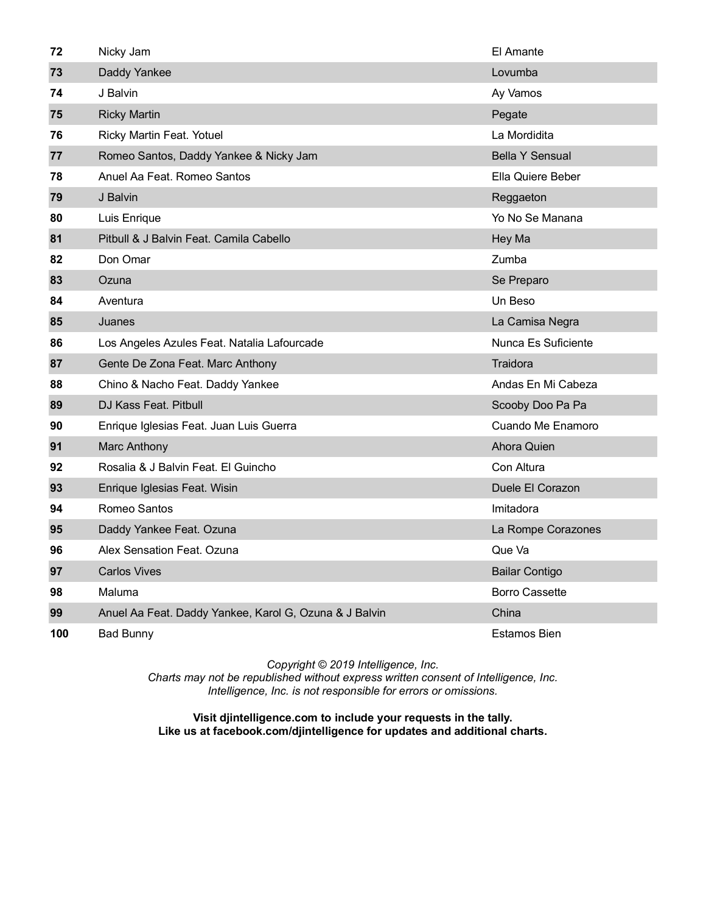| | | |
|---|---|---|
| 72 | Nicky Jam | El Amante |
| 73 | Daddy Yankee | Lovumba |
| 74 | J Balvin | Ay Vamos |
| 75 | Ricky Martin | Pegate |
| 76 | Ricky Martin Feat. Yotuel | La Mordidita |
| 77 | Romeo Santos, Daddy Yankee & Nicky Jam | Bella Y Sensual |
| 78 | Anuel Aa Feat. Romeo Santos | Ella Quiere Beber |
| 79 | J Balvin | Reggaeton |
| 80 | Luis Enrique | Yo No Se Manana |
| 81 | Pitbull & J Balvin Feat. Camila Cabello | Hey Ma |
| 82 | Don Omar | Zumba |
| 83 | Ozuna | Se Preparo |
| 84 | Aventura | Un Beso |
| 85 | Juanes | La Camisa Negra |
| 86 | Los Angeles Azules Feat. Natalia Lafourcade | Nunca Es Suficiente |
| 87 | Gente De Zona Feat. Marc Anthony | Traidora |
| 88 | Chino & Nacho Feat. Daddy Yankee | Andas En Mi Cabeza |
| 89 | DJ Kass Feat. Pitbull | Scooby Doo Pa Pa |
| 90 | Enrique Iglesias Feat. Juan Luis Guerra | Cuando Me Enamoro |
| 91 | Marc Anthony | Ahora Quien |
| 92 | Rosalia & J Balvin Feat. El Guincho | Con Altura |
| 93 | Enrique Iglesias Feat. Wisin | Duele El Corazon |
| 94 | Romeo Santos | Imitadora |
| 95 | Daddy Yankee Feat. Ozuna | La Rompe Corazones |
| 96 | Alex Sensation Feat. Ozuna | Que Va |
| 97 | Carlos Vives | Bailar Contigo |
| 98 | Maluma | Borro Cassette |
| 99 | Anuel Aa Feat. Daddy Yankee, Karol G, Ozuna & J Balvin | China |
| 100 | Bad Bunny | Estamos Bien |

*Copyright © 2019 Intelligence, Inc.*
*Charts may not be republished without express written consent of Intelligence, Inc.*
*Intelligence, Inc. is not responsible for errors or omissions.*

**Visit djintelligence.com to include your requests in the tally.**
**Like us at facebook.com/djintelligence for updates and additional charts.**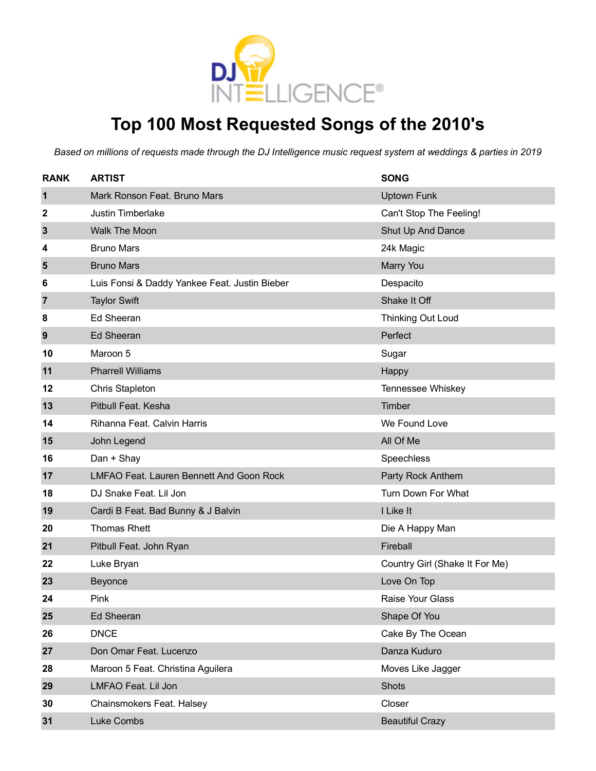# Top 100 Most Requested Songs of the 2010's

*Based on millions of requests made through the DJ Intelligence music request system at weddings & parties in 2019*

| RANK | ARTIST | SONG |
|---|---|---|
| 1 | Mark Ronson Feat. Bruno Mars | Uptown Funk |
| 2 | Justin Timberlake | Can't Stop The Feeling! |
| 3 | Walk The Moon | Shut Up And Dance |
| 4 | Bruno Mars | 24k Magic |
| 5 | Bruno Mars | Marry You |
| 6 | Luis Fonsi & Daddy Yankee Feat. Justin Bieber | Despacito |
| 7 | Taylor Swift | Shake It Off |
| 8 | Ed Sheeran | Thinking Out Loud |
| 9 | Ed Sheeran | Perfect |
| 10 | Maroon 5 | Sugar |
| 11 | Pharrell Williams | Happy |
| 12 | Chris Stapleton | Tennessee Whiskey |
| 13 | Pitbull Feat. Kesha | Timber |
| 14 | Rihanna Feat. Calvin Harris | We Found Love |
| 15 | John Legend | All Of Me |
| 16 | Dan + Shay | Speechless |
| 17 | LMFAO Feat. Lauren Bennett And Goon Rock | Party Rock Anthem |
| 18 | DJ Snake Feat. Lil Jon | Turn Down For What |
| 19 | Cardi B Feat. Bad Bunny & J Balvin | I Like It |
| 20 | Thomas Rhett | Die A Happy Man |
| 21 | Pitbull Feat. John Ryan | Fireball |
| 22 | Luke Bryan | Country Girl (Shake It For Me) |
| 23 | Beyonce | Love On Top |
| 24 | Pink | Raise Your Glass |
| 25 | Ed Sheeran | Shape Of You |
| 26 | DNCE | Cake By The Ocean |
| 27 | Don Omar Feat. Lucenzo | Danza Kuduro |
| 28 | Maroon 5 Feat. Christina Aguilera | Moves Like Jagger |
| 29 | LMFAO Feat. Lil Jon | Shots |
| 30 | Chainsmokers Feat. Halsey | Closer |
| 31 | Luke Combs | Beautiful Crazy |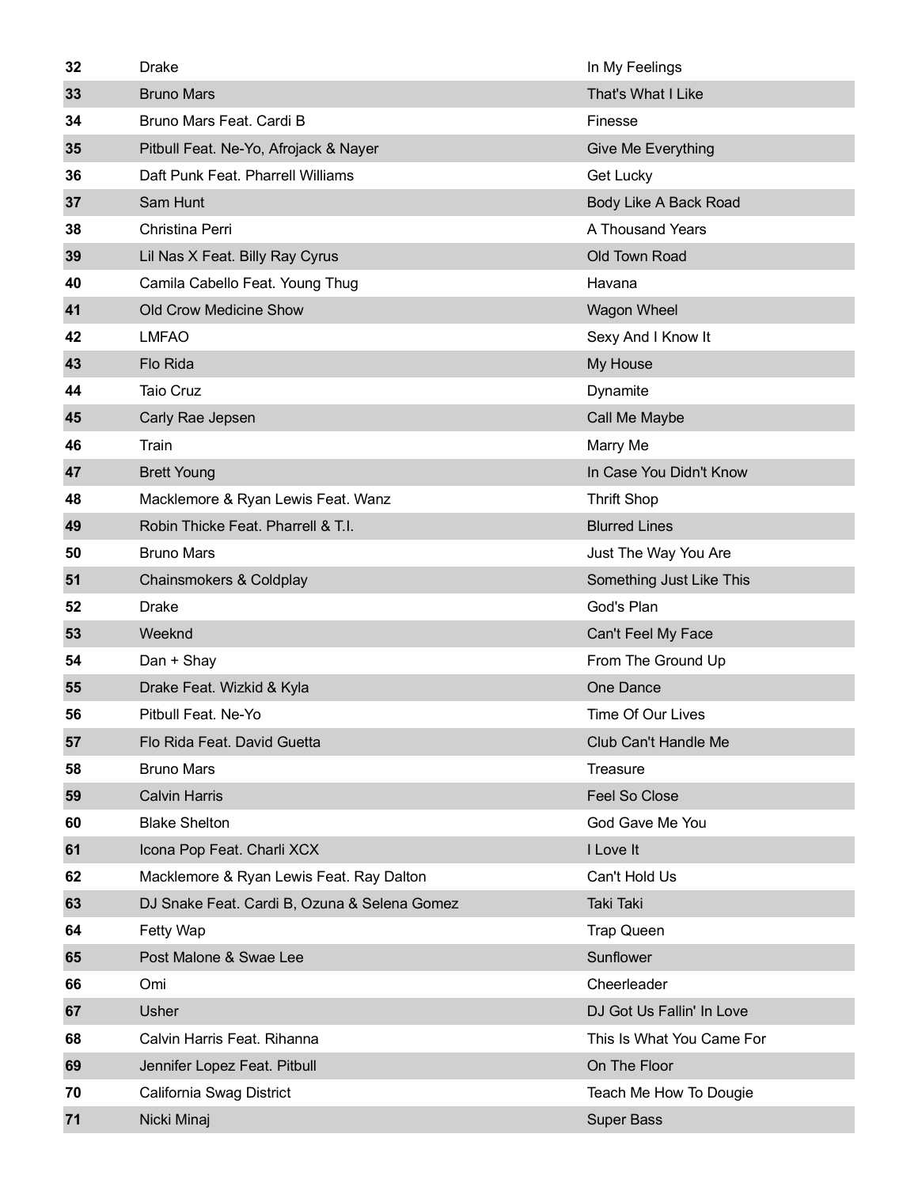| | | |
|---|---|---|
| 32 | Drake | In My Feelings |
| 33 | Bruno Mars | That's What I Like |
| 34 | Bruno Mars Feat. Cardi B | Finesse |
| 35 | Pitbull Feat. Ne-Yo, Afrojack & Nayer | Give Me Everything |
| 36 | Daft Punk Feat. Pharrell Williams | Get Lucky |
| 37 | Sam Hunt | Body Like A Back Road |
| 38 | Christina Perri | A Thousand Years |
| 39 | Lil Nas X Feat. Billy Ray Cyrus | Old Town Road |
| 40 | Camila Cabello Feat. Young Thug | Havana |
| 41 | Old Crow Medicine Show | Wagon Wheel |
| 42 | LMFAO | Sexy And I Know It |
| 43 | Flo Rida | My House |
| 44 | Taio Cruz | Dynamite |
| 45 | Carly Rae Jepsen | Call Me Maybe |
| 46 | Train | Marry Me |
| 47 | Brett Young | In Case You Didn't Know |
| 48 | Macklemore & Ryan Lewis Feat. Wanz | Thrift Shop |
| 49 | Robin Thicke Feat. Pharrell & T.I. | Blurred Lines |
| 50 | Bruno Mars | Just The Way You Are |
| 51 | Chainsmokers & Coldplay | Something Just Like This |
| 52 | Drake | God's Plan |
| 53 | Weeknd | Can't Feel My Face |
| 54 | Dan + Shay | From The Ground Up |
| 55 | Drake Feat. Wizkid & Kyla | One Dance |
| 56 | Pitbull Feat. Ne-Yo | Time Of Our Lives |
| 57 | Flo Rida Feat. David Guetta | Club Can't Handle Me |
| 58 | Bruno Mars | Treasure |
| 59 | Calvin Harris | Feel So Close |
| 60 | Blake Shelton | God Gave Me You |
| 61 | Icona Pop Feat. Charli XCX | I Love It |
| 62 | Macklemore & Ryan Lewis Feat. Ray Dalton | Can't Hold Us |
| 63 | DJ Snake Feat. Cardi B, Ozuna & Selena Gomez | Taki Taki |
| 64 | Fetty Wap | Trap Queen |
| 65 | Post Malone & Swae Lee | Sunflower |
| 66 | Omi | Cheerleader |
| 67 | Usher | DJ Got Us Fallin' In Love |
| 68 | Calvin Harris Feat. Rihanna | This Is What You Came For |
| 69 | Jennifer Lopez Feat. Pitbull | On The Floor |
| 70 | California Swag District | Teach Me How To Dougie |
| 71 | Nicki Minaj | Super Bass |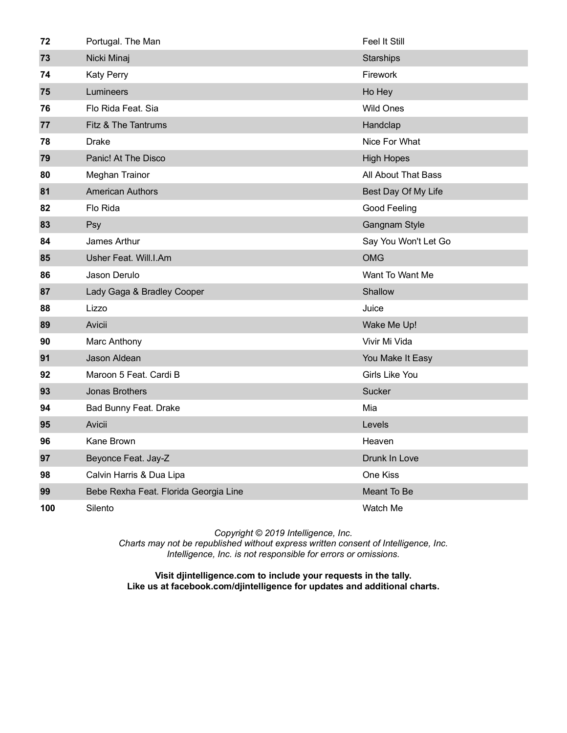| 72 | Portugal. The Man | Feel It Still |
|---|---|---|
| 73 | Nicki Minaj | Starships |
| 74 | Katy Perry | Firework |
| 75 | Lumineers | Ho Hey |
| 76 | Flo Rida Feat. Sia | Wild Ones |
| 77 | Fitz & The Tantrums | Handclap |
| 78 | Drake | Nice For What |
| 79 | Panic! At The Disco | High Hopes |
| 80 | Meghan Trainor | All About That Bass |
| 81 | American Authors | Best Day Of My Life |
| 82 | Flo Rida | Good Feeling |
| 83 | Psy | Gangnam Style |
| 84 | James Arthur | Say You Won't Let Go |
| 85 | Usher Feat. Will.I.Am | OMG |
| 86 | Jason Derulo | Want To Want Me |
| 87 | Lady Gaga & Bradley Cooper | Shallow |
| 88 | Lizzo | Juice |
| 89 | Avicii | Wake Me Up! |
| 90 | Marc Anthony | Vivir Mi Vida |
| 91 | Jason Aldean | You Make It Easy |
| 92 | Maroon 5 Feat. Cardi B | Girls Like You |
| 93 | Jonas Brothers | Sucker |
| 94 | Bad Bunny Feat. Drake | Mia |
| 95 | Avicii | Levels |
| 96 | Kane Brown | Heaven |
| 97 | Beyonce Feat. Jay-Z | Drunk In Love |
| 98 | Calvin Harris & Dua Lipa | One Kiss |
| 99 | Bebe Rexha Feat. Florida Georgia Line | Meant To Be |
| 100 | Silento | Watch Me |

*Copyright © 2019 Intelligence, Inc.*
*Charts may not be republished without express written consent of Intelligence, Inc.*
*Intelligence, Inc. is not responsible for errors or omissions.*

**Visit djintelligence.com to include your requests in the tally.**
**Like us at facebook.com/djintelligence for updates and additional charts.**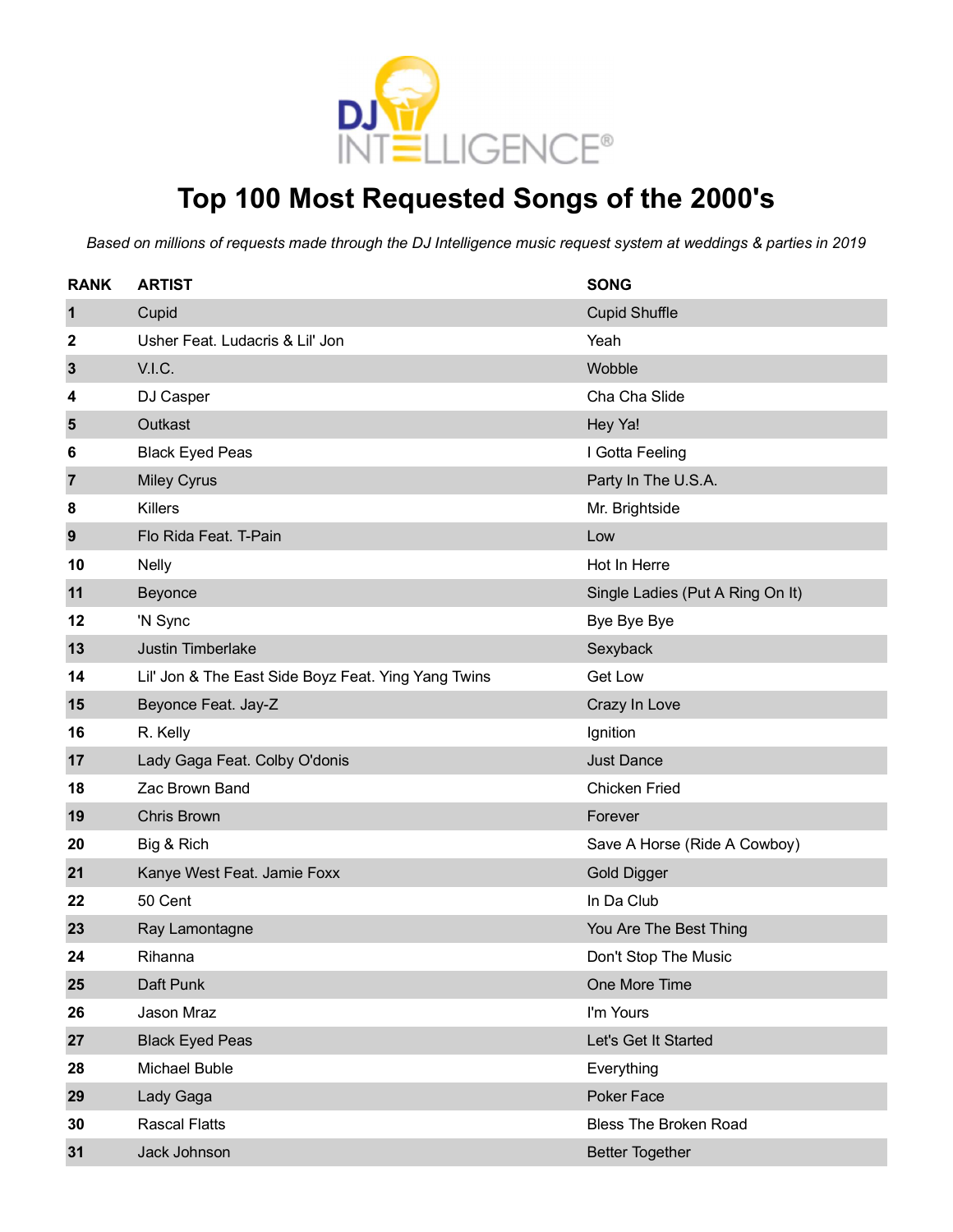# Top 100 Most Requested Songs of the 2000's

*Based on millions of requests made through the DJ Intelligence music request system at weddings & parties in 2019*

| RANK | ARTIST | SONG |
|---|---|---|
| 1 | Cupid | Cupid Shuffle |
| 2 | Usher Feat. Ludacris & Lil' Jon | Yeah |
| 3 | V.I.C. | Wobble |
| 4 | DJ Casper | Cha Cha Slide |
| 5 | Outkast | Hey Ya! |
| 6 | Black Eyed Peas | I Gotta Feeling |
| 7 | Miley Cyrus | Party In The U.S.A. |
| 8 | Killers | Mr. Brightside |
| 9 | Flo Rida Feat. T-Pain | Low |
| 10 | Nelly | Hot In Herre |
| 11 | Beyonce | Single Ladies (Put A Ring On It) |
| 12 | 'N Sync | Bye Bye Bye |
| 13 | Justin Timberlake | Sexyback |
| 14 | Lil' Jon & The East Side Boyz Feat. Ying Yang Twins | Get Low |
| 15 | Beyonce Feat. Jay-Z | Crazy In Love |
| 16 | R. Kelly | Ignition |
| 17 | Lady Gaga Feat. Colby O'donis | Just Dance |
| 18 | Zac Brown Band | Chicken Fried |
| 19 | Chris Brown | Forever |
| 20 | Big & Rich | Save A Horse (Ride A Cowboy) |
| 21 | Kanye West Feat. Jamie Foxx | Gold Digger |
| 22 | 50 Cent | In Da Club |
| 23 | Ray Lamontagne | You Are The Best Thing |
| 24 | Rihanna | Don't Stop The Music |
| 25 | Daft Punk | One More Time |
| 26 | Jason Mraz | I'm Yours |
| 27 | Black Eyed Peas | Let's Get It Started |
| 28 | Michael Buble | Everything |
| 29 | Lady Gaga | Poker Face |
| 30 | Rascal Flatts | Bless The Broken Road |
| 31 | Jack Johnson | Better Together |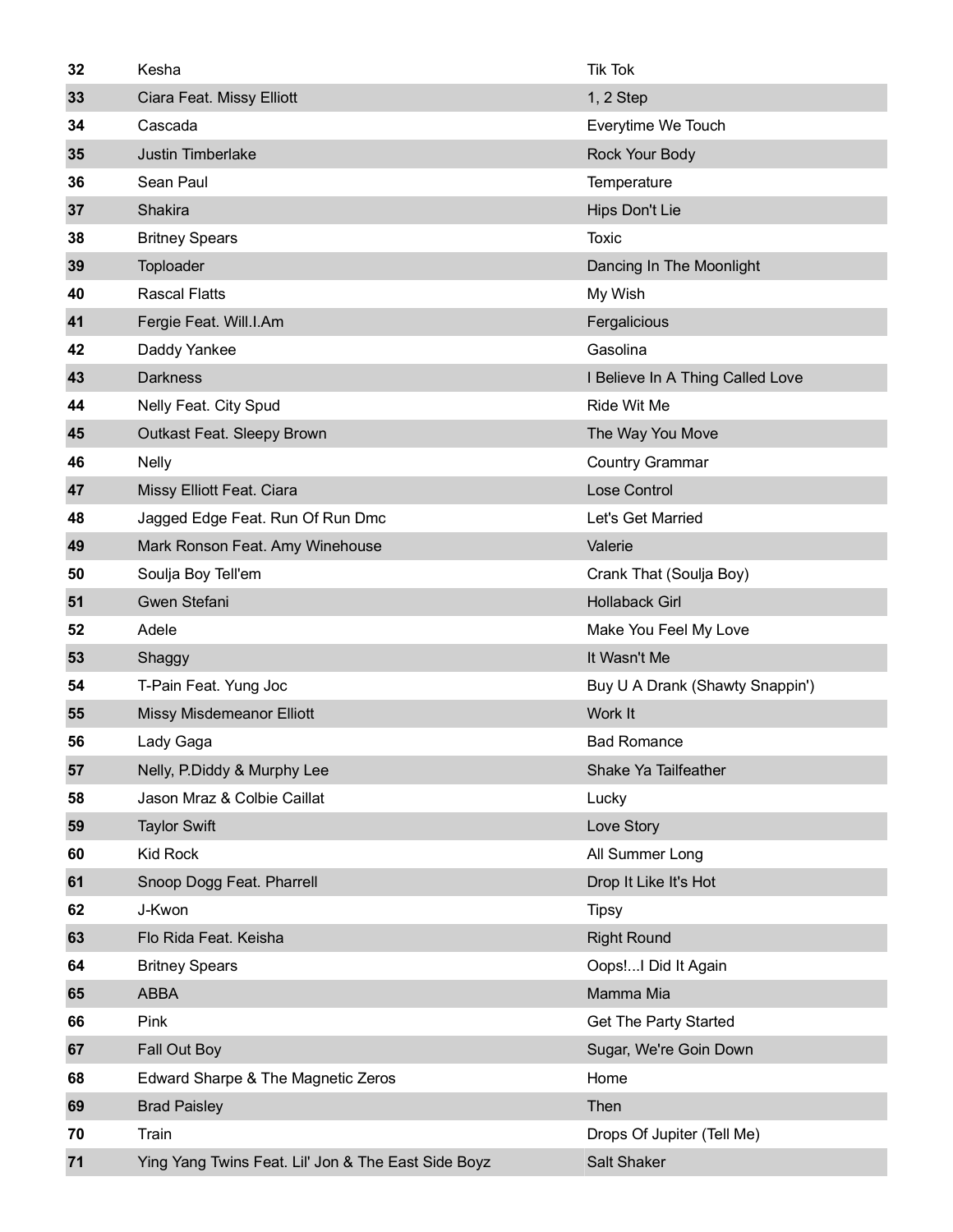| | | |
|---|---|---|
| 32 | Kesha | Tik Tok |
| 33 | Ciara Feat. Missy Elliott | 1, 2 Step |
| 34 | Cascada | Everytime We Touch |
| 35 | Justin Timberlake | Rock Your Body |
| 36 | Sean Paul | Temperature |
| 37 | Shakira | Hips Don't Lie |
| 38 | Britney Spears | Toxic |
| 39 | Toploader | Dancing In The Moonlight |
| 40 | Rascal Flatts | My Wish |
| 41 | Fergie Feat. Will.I.Am | Fergalicious |
| 42 | Daddy Yankee | Gasolina |
| 43 | Darkness | I Believe In A Thing Called Love |
| 44 | Nelly Feat. City Spud | Ride Wit Me |
| 45 | Outkast Feat. Sleepy Brown | The Way You Move |
| 46 | Nelly | Country Grammar |
| 47 | Missy Elliott Feat. Ciara | Lose Control |
| 48 | Jagged Edge Feat. Run Of Run Dmc | Let's Get Married |
| 49 | Mark Ronson Feat. Amy Winehouse | Valerie |
| 50 | Soulja Boy Tell'em | Crank That (Soulja Boy) |
| 51 | Gwen Stefani | Hollaback Girl |
| 52 | Adele | Make You Feel My Love |
| 53 | Shaggy | It Wasn't Me |
| 54 | T-Pain Feat. Yung Joc | Buy U A Drank (Shawty Snappin') |
| 55 | Missy Misdemeanor Elliott | Work It |
| 56 | Lady Gaga | Bad Romance |
| 57 | Nelly, P.Diddy & Murphy Lee | Shake Ya Tailfeather |
| 58 | Jason Mraz & Colbie Caillat | Lucky |
| 59 | Taylor Swift | Love Story |
| 60 | Kid Rock | All Summer Long |
| 61 | Snoop Dogg Feat. Pharrell | Drop It Like It's Hot |
| 62 | J-Kwon | Tipsy |
| 63 | Flo Rida Feat. Keisha | Right Round |
| 64 | Britney Spears | Oops!...I Did It Again |
| 65 | ABBA | Mamma Mia |
| 66 | Pink | Get The Party Started |
| 67 | Fall Out Boy | Sugar, We're Goin Down |
| 68 | Edward Sharpe & The Magnetic Zeros | Home |
| 69 | Brad Paisley | Then |
| 70 | Train | Drops Of Jupiter (Tell Me) |
| 71 | Ying Yang Twins Feat. Lil' Jon & The East Side Boyz | Salt Shaker |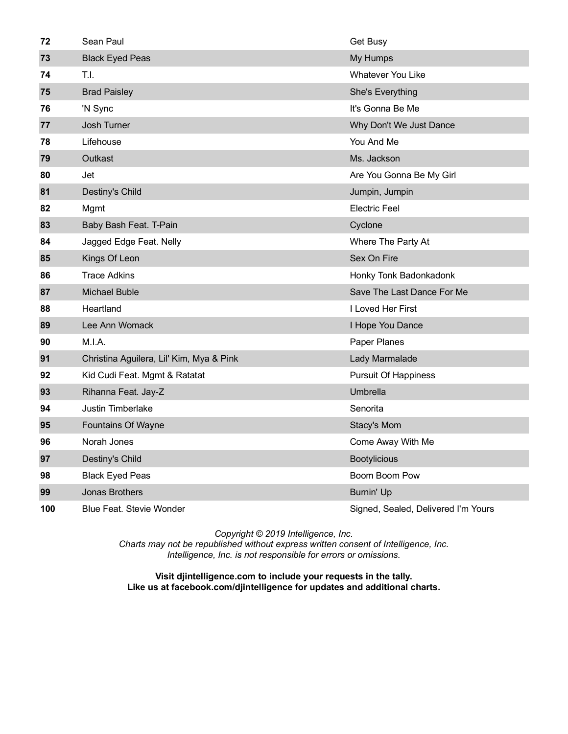| | | |
|---|---|---|
| 72 | Sean Paul | Get Busy |
| 73 | Black Eyed Peas | My Humps |
| 74 | T.I. | Whatever You Like |
| 75 | Brad Paisley | She's Everything |
| 76 | 'N Sync | It's Gonna Be Me |
| 77 | Josh Turner | Why Don't We Just Dance |
| 78 | Lifehouse | You And Me |
| 79 | Outkast | Ms. Jackson |
| 80 | Jet | Are You Gonna Be My Girl |
| 81 | Destiny's Child | Jumpin, Jumpin |
| 82 | Mgmt | Electric Feel |
| 83 | Baby Bash Feat. T-Pain | Cyclone |
| 84 | Jagged Edge Feat. Nelly | Where The Party At |
| 85 | Kings Of Leon | Sex On Fire |
| 86 | Trace Adkins | Honky Tonk Badonkadonk |
| 87 | Michael Buble | Save The Last Dance For Me |
| 88 | Heartland | I Loved Her First |
| 89 | Lee Ann Womack | I Hope You Dance |
| 90 | M.I.A. | Paper Planes |
| 91 | Christina Aguilera, Lil' Kim, Mya & Pink | Lady Marmalade |
| 92 | Kid Cudi Feat. Mgmt & Ratatat | Pursuit Of Happiness |
| 93 | Rihanna Feat. Jay-Z | Umbrella |
| 94 | Justin Timberlake | Senorita |
| 95 | Fountains Of Wayne | Stacy's Mom |
| 96 | Norah Jones | Come Away With Me |
| 97 | Destiny's Child | Bootylicious |
| 98 | Black Eyed Peas | Boom Boom Pow |
| 99 | Jonas Brothers | Burnin' Up |
| 100 | Blue Feat. Stevie Wonder | Signed, Sealed, Delivered I'm Yours |

*Copyright © 2019 Intelligence, Inc.*
*Charts may not be republished without express written consent of Intelligence, Inc.*
*Intelligence, Inc. is not responsible for errors or omissions.*

**Visit djintelligence.com to include your requests in the tally.**
**Like us at facebook.com/djintelligence for updates and additional charts.**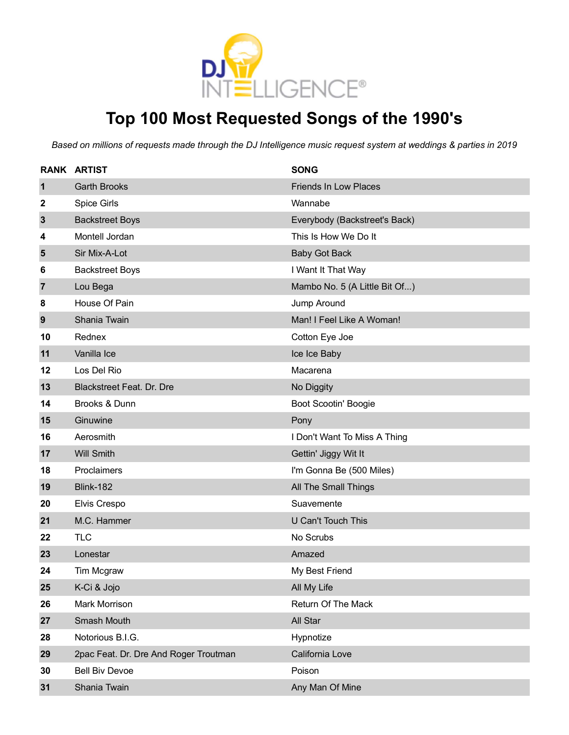DJ INTELLIGENCE®

# Top 100 Most Requested Songs of the 1990's

*Based on millions of requests made through the DJ Intelligence music request system at weddings & parties in 2019*

| RANK | ARTIST | SONG |
|---|---|---|
| 1 | Garth Brooks | Friends In Low Places |
| 2 | Spice Girls | Wannabe |
| 3 | Backstreet Boys | Everybody (Backstreet's Back) |
| 4 | Montell Jordan | This Is How We Do It |
| 5 | Sir Mix-A-Lot | Baby Got Back |
| 6 | Backstreet Boys | I Want It That Way |
| 7 | Lou Bega | Mambo No. 5 (A Little Bit Of...) |
| 8 | House Of Pain | Jump Around |
| 9 | Shania Twain | Man! I Feel Like A Woman! |
| 10 | Rednex | Cotton Eye Joe |
| 11 | Vanilla Ice | Ice Ice Baby |
| 12 | Los Del Rio | Macarena |
| 13 | Blackstreet Feat. Dr. Dre | No Diggity |
| 14 | Brooks & Dunn | Boot Scootin' Boogie |
| 15 | Ginuwine | Pony |
| 16 | Aerosmith | I Don't Want To Miss A Thing |
| 17 | Will Smith | Gettin' Jiggy Wit It |
| 18 | Proclaimers | I'm Gonna Be (500 Miles) |
| 19 | Blink-182 | All The Small Things |
| 20 | Elvis Crespo | Suavemente |
| 21 | M.C. Hammer | U Can't Touch This |
| 22 | TLC | No Scrubs |
| 23 | Lonestar | Amazed |
| 24 | Tim Mcgraw | My Best Friend |
| 25 | K-Ci & Jojo | All My Life |
| 26 | Mark Morrison | Return Of The Mack |
| 27 | Smash Mouth | All Star |
| 28 | Notorious B.I.G. | Hypnotize |
| 29 | 2pac Feat. Dr. Dre And Roger Troutman | California Love |
| 30 | Bell Biv Devoe | Poison |
| 31 | Shania Twain | Any Man Of Mine |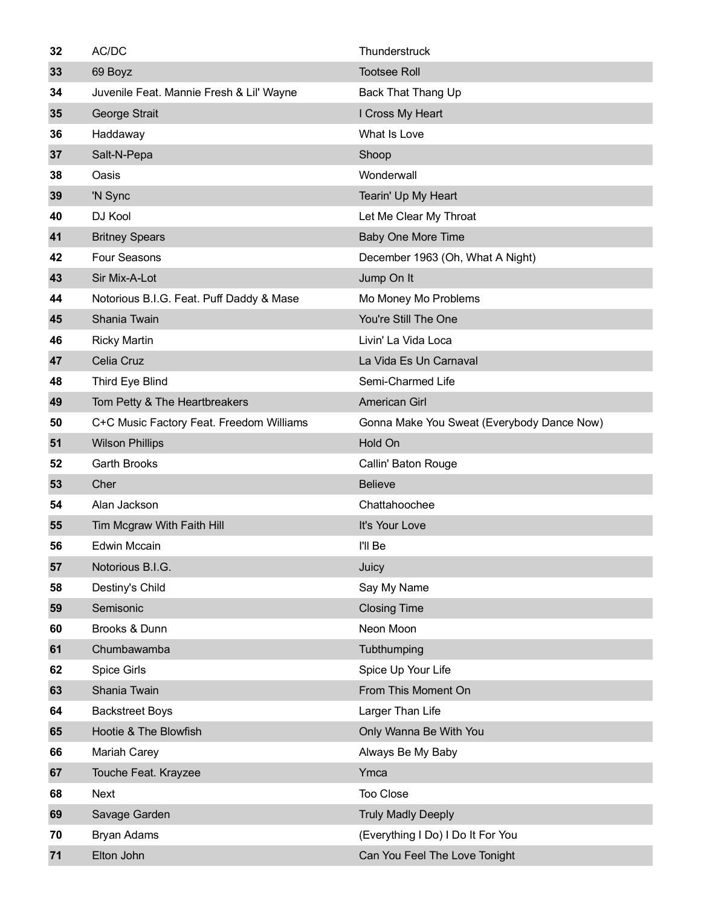| | | |
|---|---|---|
| 32 | AC/DC | Thunderstruck |
| 33 | 69 Boyz | Tootsee Roll |
| 34 | Juvenile Feat. Mannie Fresh & Lil' Wayne | Back That Thang Up |
| 35 | George Strait | I Cross My Heart |
| 36 | Haddaway | What Is Love |
| 37 | Salt-N-Pepa | Shoop |
| 38 | Oasis | Wonderwall |
| 39 | 'N Sync | Tearin' Up My Heart |
| 40 | DJ Kool | Let Me Clear My Throat |
| 41 | Britney Spears | Baby One More Time |
| 42 | Four Seasons | December 1963 (Oh, What A Night) |
| 43 | Sir Mix-A-Lot | Jump On It |
| 44 | Notorious B.I.G. Feat. Puff Daddy & Mase | Mo Money Mo Problems |
| 45 | Shania Twain | You're Still The One |
| 46 | Ricky Martin | Livin' La Vida Loca |
| 47 | Celia Cruz | La Vida Es Un Carnaval |
| 48 | Third Eye Blind | Semi-Charmed Life |
| 49 | Tom Petty & The Heartbreakers | American Girl |
| 50 | C+C Music Factory Feat. Freedom Williams | Gonna Make You Sweat (Everybody Dance Now) |
| 51 | Wilson Phillips | Hold On |
| 52 | Garth Brooks | Callin' Baton Rouge |
| 53 | Cher | Believe |
| 54 | Alan Jackson | Chattahoochee |
| 55 | Tim Mcgraw With Faith Hill | It's Your Love |
| 56 | Edwin Mccain | I'll Be |
| 57 | Notorious B.I.G. | Juicy |
| 58 | Destiny's Child | Say My Name |
| 59 | Semisonic | Closing Time |
| 60 | Brooks & Dunn | Neon Moon |
| 61 | Chumbawamba | Tubthumping |
| 62 | Spice Girls | Spice Up Your Life |
| 63 | Shania Twain | From This Moment On |
| 64 | Backstreet Boys | Larger Than Life |
| 65 | Hootie & The Blowfish | Only Wanna Be With You |
| 66 | Mariah Carey | Always Be My Baby |
| 67 | Touche Feat. Krayzee | Ymca |
| 68 | Next | Too Close |
| 69 | Savage Garden | Truly Madly Deeply |
| 70 | Bryan Adams | (Everything I Do) I Do It For You |
| 71 | Elton John | Can You Feel The Love Tonight |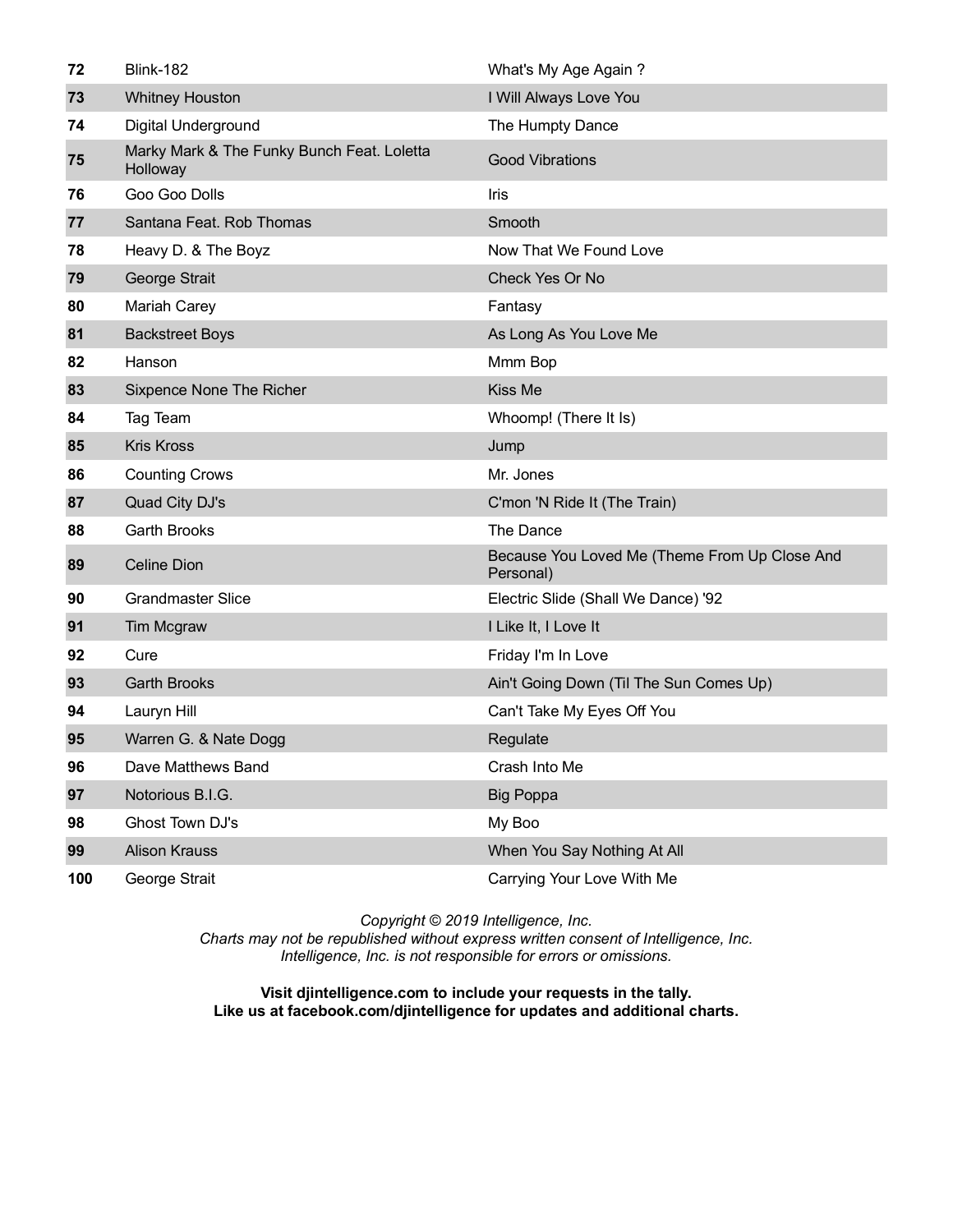| | | |
|---|---|---|
| **72** | Blink-182 | What's My Age Again ? |
| **73** | Whitney Houston | I Will Always Love You |
| **74** | Digital Underground | The Humpty Dance |
| **75** | Marky Mark & The Funky Bunch Feat. Loletta Holloway | Good Vibrations |
| **76** | Goo Goo Dolls | Iris |
| **77** | Santana Feat. Rob Thomas | Smooth |
| **78** | Heavy D. & The Boyz | Now That We Found Love |
| **79** | George Strait | Check Yes Or No |
| **80** | Mariah Carey | Fantasy |
| **81** | Backstreet Boys | As Long As You Love Me |
| **82** | Hanson | Mmm Bop |
| **83** | Sixpence None The Richer | Kiss Me |
| **84** | Tag Team | Whoomp! (There It Is) |
| **85** | Kris Kross | Jump |
| **86** | Counting Crows | Mr. Jones |
| **87** | Quad City DJ's | C'mon 'N Ride It (The Train) |
| **88** | Garth Brooks | The Dance |
| **89** | Celine Dion | Because You Loved Me (Theme From Up Close And Personal) |
| **90** | Grandmaster Slice | Electric Slide (Shall We Dance) '92 |
| **91** | Tim Mcgraw | I Like It, I Love It |
| **92** | Cure | Friday I'm In Love |
| **93** | Garth Brooks | Ain't Going Down (Til The Sun Comes Up) |
| **94** | Lauryn Hill | Can't Take My Eyes Off You |
| **95** | Warren G. & Nate Dogg | Regulate |
| **96** | Dave Matthews Band | Crash Into Me |
| **97** | Notorious B.I.G. | Big Poppa |
| **98** | Ghost Town DJ's | My Boo |
| **99** | Alison Krauss | When You Say Nothing At All |
| **100** | George Strait | Carrying Your Love With Me |

*Copyright © 2019 Intelligence, Inc.*
*Charts may not be republished without express written consent of Intelligence, Inc.*
*Intelligence, Inc. is not responsible for errors or omissions.*

**Visit djintelligence.com to include your requests in the tally.**
**Like us at facebook.com/djintelligence for updates and additional charts.**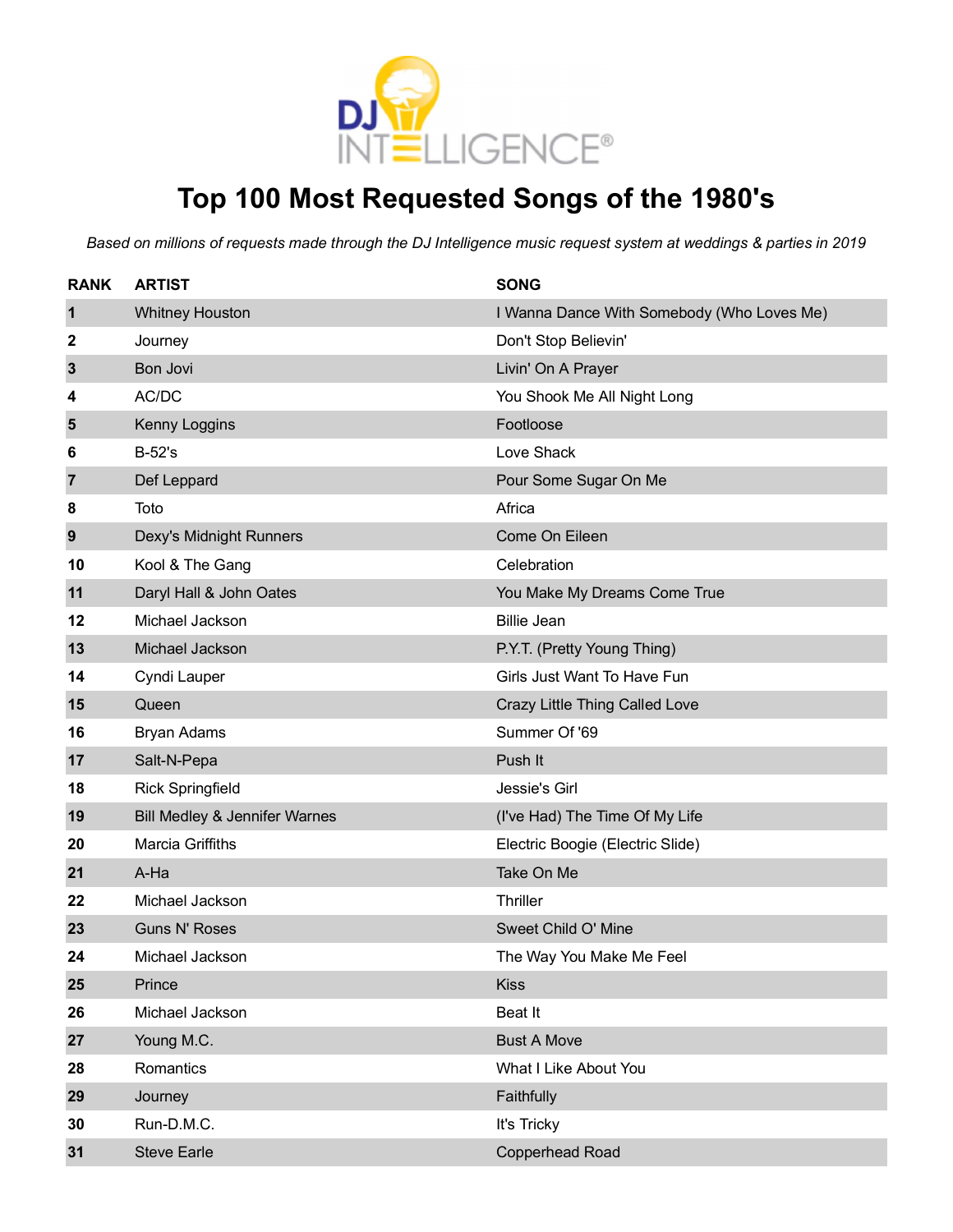# Top 100 Most Requested Songs of the 1980's

*Based on millions of requests made through the DJ Intelligence music request system at weddings & parties in 2019*

| RANK | ARTIST | SONG |
|---|---|---|
| 1 | Whitney Houston | I Wanna Dance With Somebody (Who Loves Me) |
| 2 | Journey | Don't Stop Believin' |
| 3 | Bon Jovi | Livin' On A Prayer |
| 4 | AC/DC | You Shook Me All Night Long |
| 5 | Kenny Loggins | Footloose |
| 6 | B-52's | Love Shack |
| 7 | Def Leppard | Pour Some Sugar On Me |
| 8 | Toto | Africa |
| 9 | Dexy's Midnight Runners | Come On Eileen |
| 10 | Kool & The Gang | Celebration |
| 11 | Daryl Hall & John Oates | You Make My Dreams Come True |
| 12 | Michael Jackson | Billie Jean |
| 13 | Michael Jackson | P.Y.T. (Pretty Young Thing) |
| 14 | Cyndi Lauper | Girls Just Want To Have Fun |
| 15 | Queen | Crazy Little Thing Called Love |
| 16 | Bryan Adams | Summer Of '69 |
| 17 | Salt-N-Pepa | Push It |
| 18 | Rick Springfield | Jessie's Girl |
| 19 | Bill Medley & Jennifer Warnes | (I've Had) The Time Of My Life |
| 20 | Marcia Griffiths | Electric Boogie (Electric Slide) |
| 21 | A-Ha | Take On Me |
| 22 | Michael Jackson | Thriller |
| 23 | Guns N' Roses | Sweet Child O' Mine |
| 24 | Michael Jackson | The Way You Make Me Feel |
| 25 | Prince | Kiss |
| 26 | Michael Jackson | Beat It |
| 27 | Young M.C. | Bust A Move |
| 28 | Romantics | What I Like About You |
| 29 | Journey | Faithfully |
| 30 | Run-D.M.C. | It's Tricky |
| 31 | Steve Earle | Copperhead Road |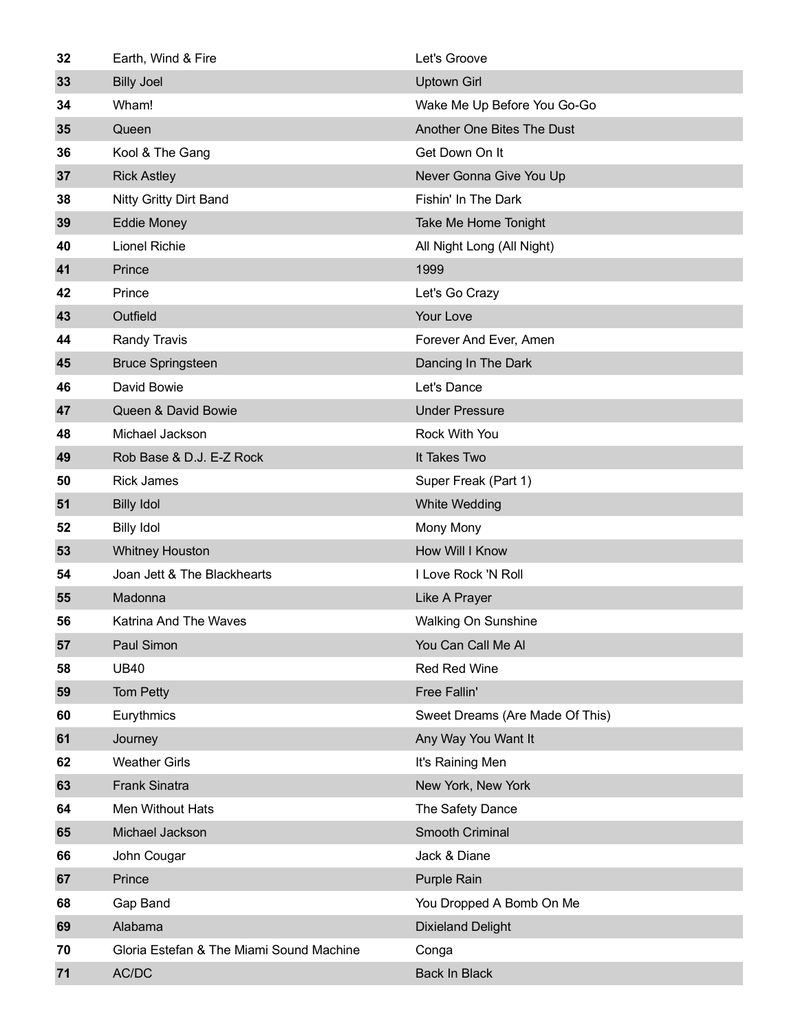| | | |
|---|---|---|
| **32** | Earth, Wind & Fire | Let's Groove |
| **33** | Billy Joel | Uptown Girl |
| **34** | Wham! | Wake Me Up Before You Go-Go |
| **35** | Queen | Another One Bites The Dust |
| **36** | Kool & The Gang | Get Down On It |
| **37** | Rick Astley | Never Gonna Give You Up |
| **38** | Nitty Gritty Dirt Band | Fishin' In The Dark |
| **39** | Eddie Money | Take Me Home Tonight |
| **40** | Lionel Richie | All Night Long (All Night) |
| **41** | Prince | 1999 |
| **42** | Prince | Let's Go Crazy |
| **43** | Outfield | Your Love |
| **44** | Randy Travis | Forever And Ever, Amen |
| **45** | Bruce Springsteen | Dancing In The Dark |
| **46** | David Bowie | Let's Dance |
| **47** | Queen & David Bowie | Under Pressure |
| **48** | Michael Jackson | Rock With You |
| **49** | Rob Base & D.J. E-Z Rock | It Takes Two |
| **50** | Rick James | Super Freak (Part 1) |
| **51** | Billy Idol | White Wedding |
| **52** | Billy Idol | Mony Mony |
| **53** | Whitney Houston | How Will I Know |
| **54** | Joan Jett & The Blackhearts | I Love Rock 'N Roll |
| **55** | Madonna | Like A Prayer |
| **56** | Katrina And The Waves | Walking On Sunshine |
| **57** | Paul Simon | You Can Call Me Al |
| **58** | UB40 | Red Red Wine |
| **59** | Tom Petty | Free Fallin' |
| **60** | Eurythmics | Sweet Dreams (Are Made Of This) |
| **61** | Journey | Any Way You Want It |
| **62** | Weather Girls | It's Raining Men |
| **63** | Frank Sinatra | New York, New York |
| **64** | Men Without Hats | The Safety Dance |
| **65** | Michael Jackson | Smooth Criminal |
| **66** | John Cougar | Jack & Diane |
| **67** | Prince | Purple Rain |
| **68** | Gap Band | You Dropped A Bomb On Me |
| **69** | Alabama | Dixieland Delight |
| **70** | Gloria Estefan & The Miami Sound Machine | Conga |
| **71** | AC/DC | Back In Black |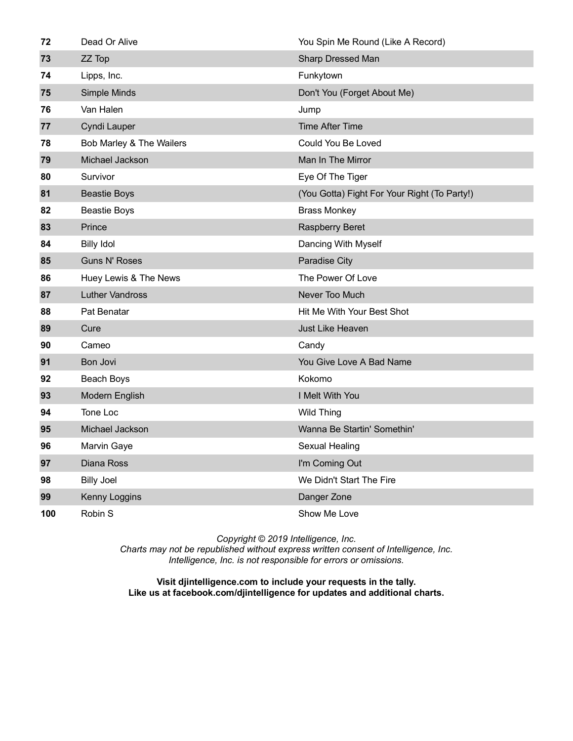| | | |
|---|---|---|
| **72** | Dead Or Alive | You Spin Me Round (Like A Record) |
| **73** | ZZ Top | Sharp Dressed Man |
| **74** | Lipps, Inc. | Funkytown |
| **75** | Simple Minds | Don't You (Forget About Me) |
| **76** | Van Halen | Jump |
| **77** | Cyndi Lauper | Time After Time |
| **78** | Bob Marley & The Wailers | Could You Be Loved |
| **79** | Michael Jackson | Man In The Mirror |
| **80** | Survivor | Eye Of The Tiger |
| **81** | Beastie Boys | (You Gotta) Fight For Your Right (To Party!) |
| **82** | Beastie Boys | Brass Monkey |
| **83** | Prince | Raspberry Beret |
| **84** | Billy Idol | Dancing With Myself |
| **85** | Guns N' Roses | Paradise City |
| **86** | Huey Lewis & The News | The Power Of Love |
| **87** | Luther Vandross | Never Too Much |
| **88** | Pat Benatar | Hit Me With Your Best Shot |
| **89** | Cure | Just Like Heaven |
| **90** | Cameo | Candy |
| **91** | Bon Jovi | You Give Love A Bad Name |
| **92** | Beach Boys | Kokomo |
| **93** | Modern English | I Melt With You |
| **94** | Tone Loc | Wild Thing |
| **95** | Michael Jackson | Wanna Be Startin' Somethin' |
| **96** | Marvin Gaye | Sexual Healing |
| **97** | Diana Ross | I'm Coming Out |
| **98** | Billy Joel | We Didn't Start The Fire |
| **99** | Kenny Loggins | Danger Zone |
| **100** | Robin S | Show Me Love |

*Copyright © 2019 Intelligence, Inc.*
*Charts may not be republished without express written consent of Intelligence, Inc.*
*Intelligence, Inc. is not responsible for errors or omissions.*

**Visit djintelligence.com to include your requests in the tally.**
**Like us at facebook.com/djintelligence for updates and additional charts.**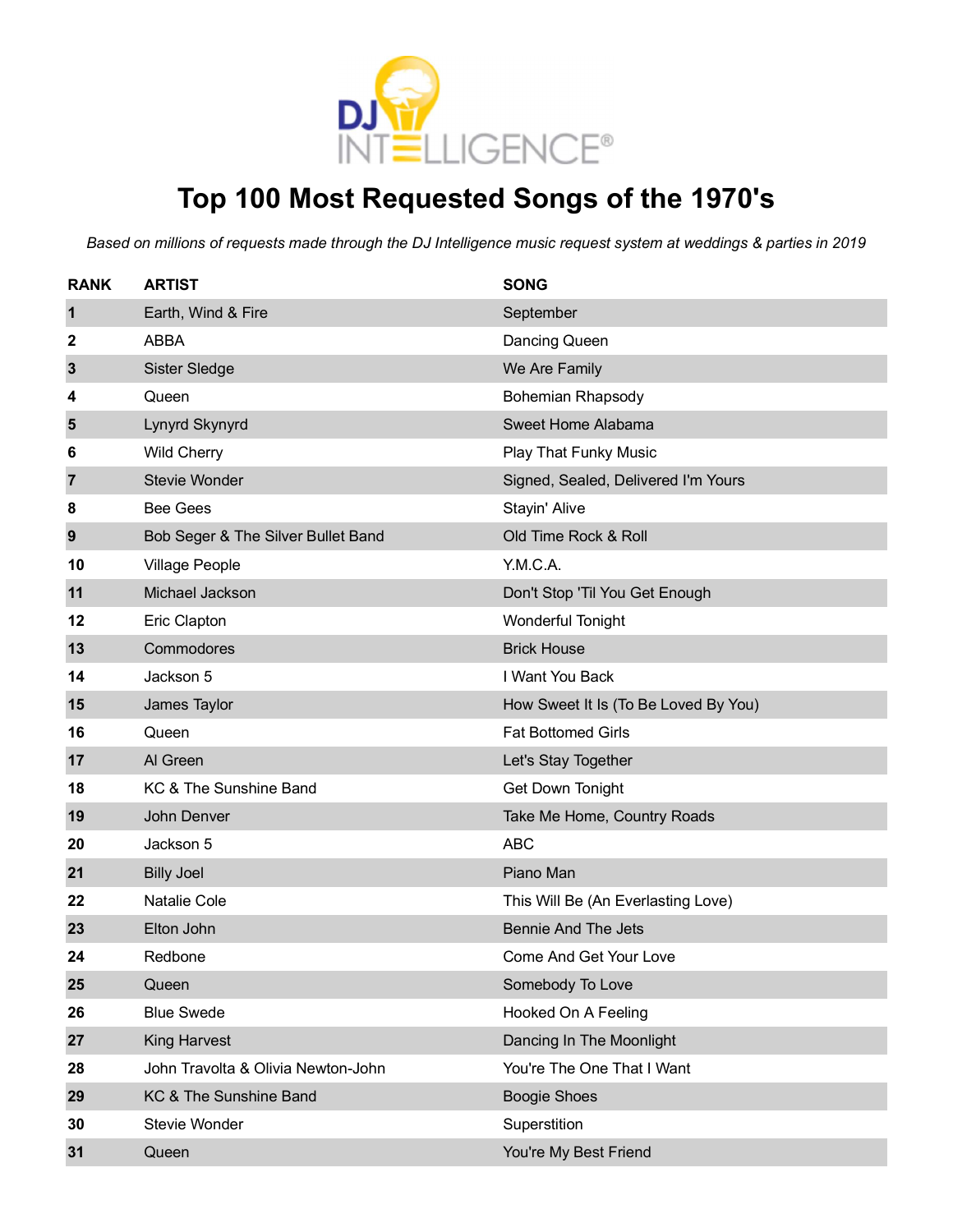# Top 100 Most Requested Songs of the 1970's

*Based on millions of requests made through the DJ Intelligence music request system at weddings & parties in 2019*

| RANK | ARTIST | SONG |
|---|---|---|
| 1 | Earth, Wind & Fire | September |
| 2 | ABBA | Dancing Queen |
| 3 | Sister Sledge | We Are Family |
| 4 | Queen | Bohemian Rhapsody |
| 5 | Lynyrd Skynyrd | Sweet Home Alabama |
| 6 | Wild Cherry | Play That Funky Music |
| 7 | Stevie Wonder | Signed, Sealed, Delivered I'm Yours |
| 8 | Bee Gees | Stayin' Alive |
| 9 | Bob Seger & The Silver Bullet Band | Old Time Rock & Roll |
| 10 | Village People | Y.M.C.A. |
| 11 | Michael Jackson | Don't Stop 'Til You Get Enough |
| 12 | Eric Clapton | Wonderful Tonight |
| 13 | Commodores | Brick House |
| 14 | Jackson 5 | I Want You Back |
| 15 | James Taylor | How Sweet It Is (To Be Loved By You) |
| 16 | Queen | Fat Bottomed Girls |
| 17 | Al Green | Let's Stay Together |
| 18 | KC & The Sunshine Band | Get Down Tonight |
| 19 | John Denver | Take Me Home, Country Roads |
| 20 | Jackson 5 | ABC |
| 21 | Billy Joel | Piano Man |
| 22 | Natalie Cole | This Will Be (An Everlasting Love) |
| 23 | Elton John | Bennie And The Jets |
| 24 | Redbone | Come And Get Your Love |
| 25 | Queen | Somebody To Love |
| 26 | Blue Swede | Hooked On A Feeling |
| 27 | King Harvest | Dancing In The Moonlight |
| 28 | John Travolta & Olivia Newton-John | You're The One That I Want |
| 29 | KC & The Sunshine Band | Boogie Shoes |
| 30 | Stevie Wonder | Superstition |
| 31 | Queen | You're My Best Friend |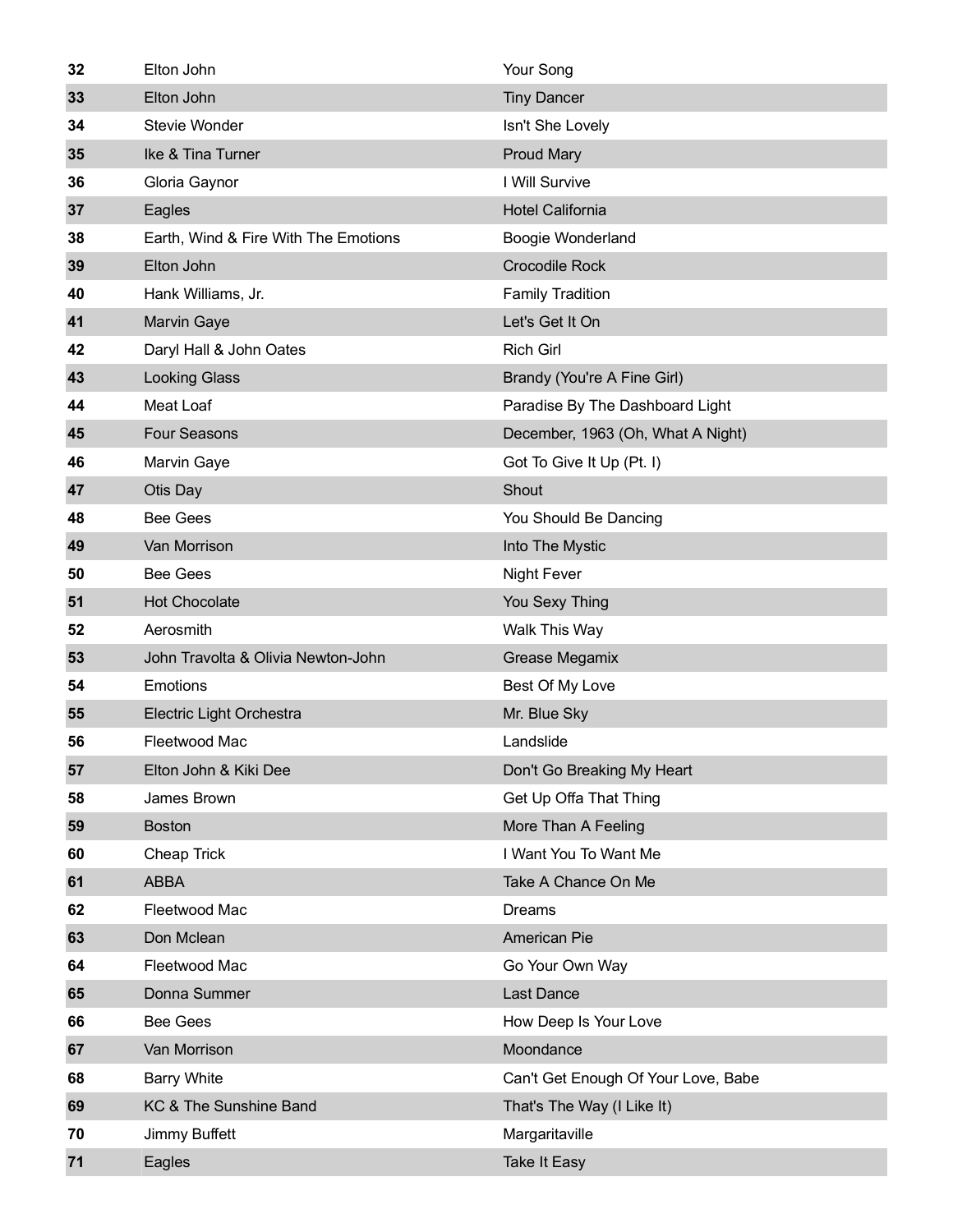| | | |
|---|---|---|
| 32 | Elton John | Your Song |
| 33 | Elton John | Tiny Dancer |
| 34 | Stevie Wonder | Isn't She Lovely |
| 35 | Ike & Tina Turner | Proud Mary |
| 36 | Gloria Gaynor | I Will Survive |
| 37 | Eagles | Hotel California |
| 38 | Earth, Wind & Fire With The Emotions | Boogie Wonderland |
| 39 | Elton John | Crocodile Rock |
| 40 | Hank Williams, Jr. | Family Tradition |
| 41 | Marvin Gaye | Let's Get It On |
| 42 | Daryl Hall & John Oates | Rich Girl |
| 43 | Looking Glass | Brandy (You're A Fine Girl) |
| 44 | Meat Loaf | Paradise By The Dashboard Light |
| 45 | Four Seasons | December, 1963 (Oh, What A Night) |
| 46 | Marvin Gaye | Got To Give It Up (Pt. I) |
| 47 | Otis Day | Shout |
| 48 | Bee Gees | You Should Be Dancing |
| 49 | Van Morrison | Into The Mystic |
| 50 | Bee Gees | Night Fever |
| 51 | Hot Chocolate | You Sexy Thing |
| 52 | Aerosmith | Walk This Way |
| 53 | John Travolta & Olivia Newton-John | Grease Megamix |
| 54 | Emotions | Best Of My Love |
| 55 | Electric Light Orchestra | Mr. Blue Sky |
| 56 | Fleetwood Mac | Landslide |
| 57 | Elton John & Kiki Dee | Don't Go Breaking My Heart |
| 58 | James Brown | Get Up Offa That Thing |
| 59 | Boston | More Than A Feeling |
| 60 | Cheap Trick | I Want You To Want Me |
| 61 | ABBA | Take A Chance On Me |
| 62 | Fleetwood Mac | Dreams |
| 63 | Don Mclean | American Pie |
| 64 | Fleetwood Mac | Go Your Own Way |
| 65 | Donna Summer | Last Dance |
| 66 | Bee Gees | How Deep Is Your Love |
| 67 | Van Morrison | Moondance |
| 68 | Barry White | Can't Get Enough Of Your Love, Babe |
| 69 | KC & The Sunshine Band | That's The Way (I Like It) |
| 70 | Jimmy Buffett | Margaritaville |
| 71 | Eagles | Take It Easy |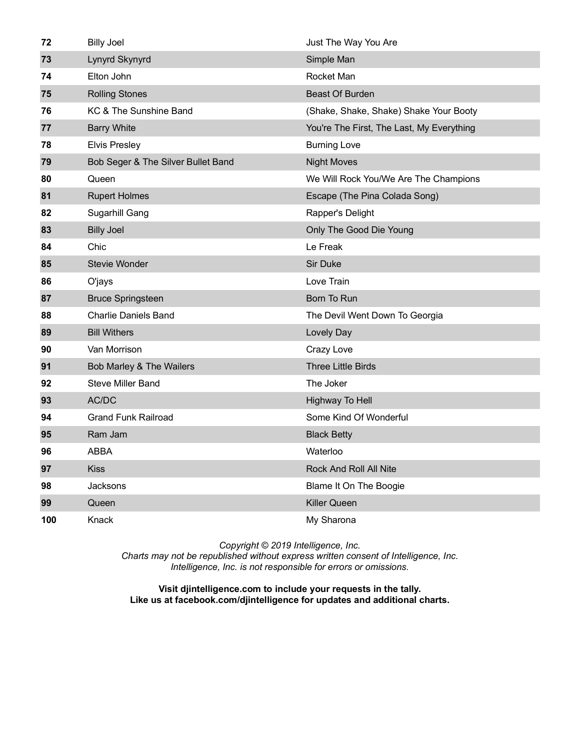| 72 | Billy Joel | Just The Way You Are |
|---|---|---|
| 73 | Lynyrd Skynyrd | Simple Man |
| 74 | Elton John | Rocket Man |
| 75 | Rolling Stones | Beast Of Burden |
| 76 | KC & The Sunshine Band | (Shake, Shake, Shake) Shake Your Booty |
| 77 | Barry White | You're The First, The Last, My Everything |
| 78 | Elvis Presley | Burning Love |
| 79 | Bob Seger & The Silver Bullet Band | Night Moves |
| 80 | Queen | We Will Rock You/We Are The Champions |
| 81 | Rupert Holmes | Escape (The Pina Colada Song) |
| 82 | Sugarhill Gang | Rapper's Delight |
| 83 | Billy Joel | Only The Good Die Young |
| 84 | Chic | Le Freak |
| 85 | Stevie Wonder | Sir Duke |
| 86 | O'jays | Love Train |
| 87 | Bruce Springsteen | Born To Run |
| 88 | Charlie Daniels Band | The Devil Went Down To Georgia |
| 89 | Bill Withers | Lovely Day |
| 90 | Van Morrison | Crazy Love |
| 91 | Bob Marley & The Wailers | Three Little Birds |
| 92 | Steve Miller Band | The Joker |
| 93 | AC/DC | Highway To Hell |
| 94 | Grand Funk Railroad | Some Kind Of Wonderful |
| 95 | Ram Jam | Black Betty |
| 96 | ABBA | Waterloo |
| 97 | Kiss | Rock And Roll All Nite |
| 98 | Jacksons | Blame It On The Boogie |
| 99 | Queen | Killer Queen |
| 100 | Knack | My Sharona |

*Copyright © 2019 Intelligence, Inc.*
*Charts may not be republished without express written consent of Intelligence, Inc.*
*Intelligence, Inc. is not responsible for errors or omissions.*

**Visit djintelligence.com to include your requests in the tally.**
**Like us at facebook.com/djintelligence for updates and additional charts.**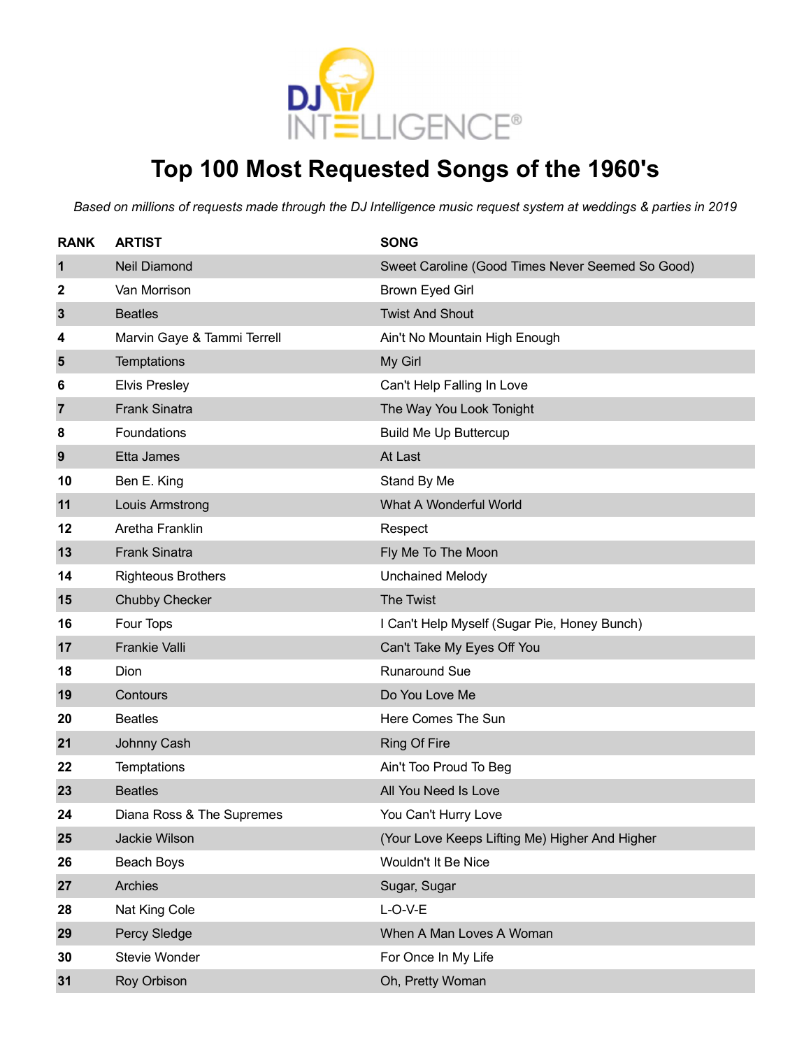# Top 100 Most Requested Songs of the 1960's

*Based on millions of requests made through the DJ Intelligence music request system at weddings & parties in 2019*

| RANK | ARTIST | SONG |
|---|---|---|
| 1 | Neil Diamond | Sweet Caroline (Good Times Never Seemed So Good) |
| 2 | Van Morrison | Brown Eyed Girl |
| 3 | Beatles | Twist And Shout |
| 4 | Marvin Gaye & Tammi Terrell | Ain't No Mountain High Enough |
| 5 | Temptations | My Girl |
| 6 | Elvis Presley | Can't Help Falling In Love |
| 7 | Frank Sinatra | The Way You Look Tonight |
| 8 | Foundations | Build Me Up Buttercup |
| 9 | Etta James | At Last |
| 10 | Ben E. King | Stand By Me |
| 11 | Louis Armstrong | What A Wonderful World |
| 12 | Aretha Franklin | Respect |
| 13 | Frank Sinatra | Fly Me To The Moon |
| 14 | Righteous Brothers | Unchained Melody |
| 15 | Chubby Checker | The Twist |
| 16 | Four Tops | I Can't Help Myself (Sugar Pie, Honey Bunch) |
| 17 | Frankie Valli | Can't Take My Eyes Off You |
| 18 | Dion | Runaround Sue |
| 19 | Contours | Do You Love Me |
| 20 | Beatles | Here Comes The Sun |
| 21 | Johnny Cash | Ring Of Fire |
| 22 | Temptations | Ain't Too Proud To Beg |
| 23 | Beatles | All You Need Is Love |
| 24 | Diana Ross & The Supremes | You Can't Hurry Love |
| 25 | Jackie Wilson | (Your Love Keeps Lifting Me) Higher And Higher |
| 26 | Beach Boys | Wouldn't It Be Nice |
| 27 | Archies | Sugar, Sugar |
| 28 | Nat King Cole | L-O-V-E |
| 29 | Percy Sledge | When A Man Loves A Woman |
| 30 | Stevie Wonder | For Once In My Life |
| 31 | Roy Orbison | Oh, Pretty Woman |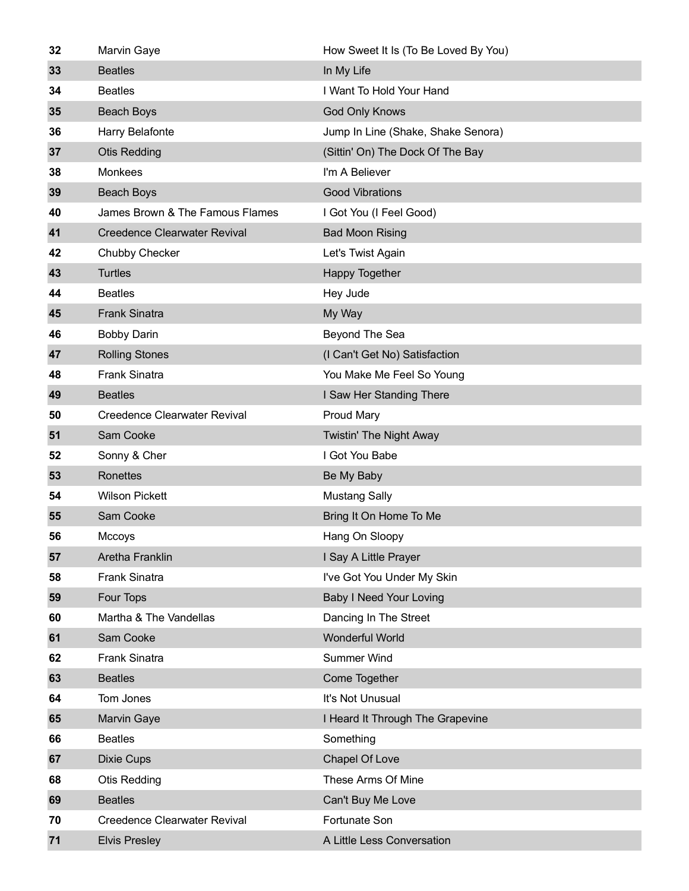| | | |
|---|---|---|
| 32 | Marvin Gaye | How Sweet It Is (To Be Loved By You) |
| 33 | Beatles | In My Life |
| 34 | Beatles | I Want To Hold Your Hand |
| 35 | Beach Boys | God Only Knows |
| 36 | Harry Belafonte | Jump In Line (Shake, Shake Senora) |
| 37 | Otis Redding | (Sittin' On) The Dock Of The Bay |
| 38 | Monkees | I'm A Believer |
| 39 | Beach Boys | Good Vibrations |
| 40 | James Brown & The Famous Flames | I Got You (I Feel Good) |
| 41 | Creedence Clearwater Revival | Bad Moon Rising |
| 42 | Chubby Checker | Let's Twist Again |
| 43 | Turtles | Happy Together |
| 44 | Beatles | Hey Jude |
| 45 | Frank Sinatra | My Way |
| 46 | Bobby Darin | Beyond The Sea |
| 47 | Rolling Stones | (I Can't Get No) Satisfaction |
| 48 | Frank Sinatra | You Make Me Feel So Young |
| 49 | Beatles | I Saw Her Standing There |
| 50 | Creedence Clearwater Revival | Proud Mary |
| 51 | Sam Cooke | Twistin' The Night Away |
| 52 | Sonny & Cher | I Got You Babe |
| 53 | Ronettes | Be My Baby |
| 54 | Wilson Pickett | Mustang Sally |
| 55 | Sam Cooke | Bring It On Home To Me |
| 56 | Mccoys | Hang On Sloopy |
| 57 | Aretha Franklin | I Say A Little Prayer |
| 58 | Frank Sinatra | I've Got You Under My Skin |
| 59 | Four Tops | Baby I Need Your Loving |
| 60 | Martha & The Vandellas | Dancing In The Street |
| 61 | Sam Cooke | Wonderful World |
| 62 | Frank Sinatra | Summer Wind |
| 63 | Beatles | Come Together |
| 64 | Tom Jones | It's Not Unusual |
| 65 | Marvin Gaye | I Heard It Through The Grapevine |
| 66 | Beatles | Something |
| 67 | Dixie Cups | Chapel Of Love |
| 68 | Otis Redding | These Arms Of Mine |
| 69 | Beatles | Can't Buy Me Love |
| 70 | Creedence Clearwater Revival | Fortunate Son |
| 71 | Elvis Presley | A Little Less Conversation |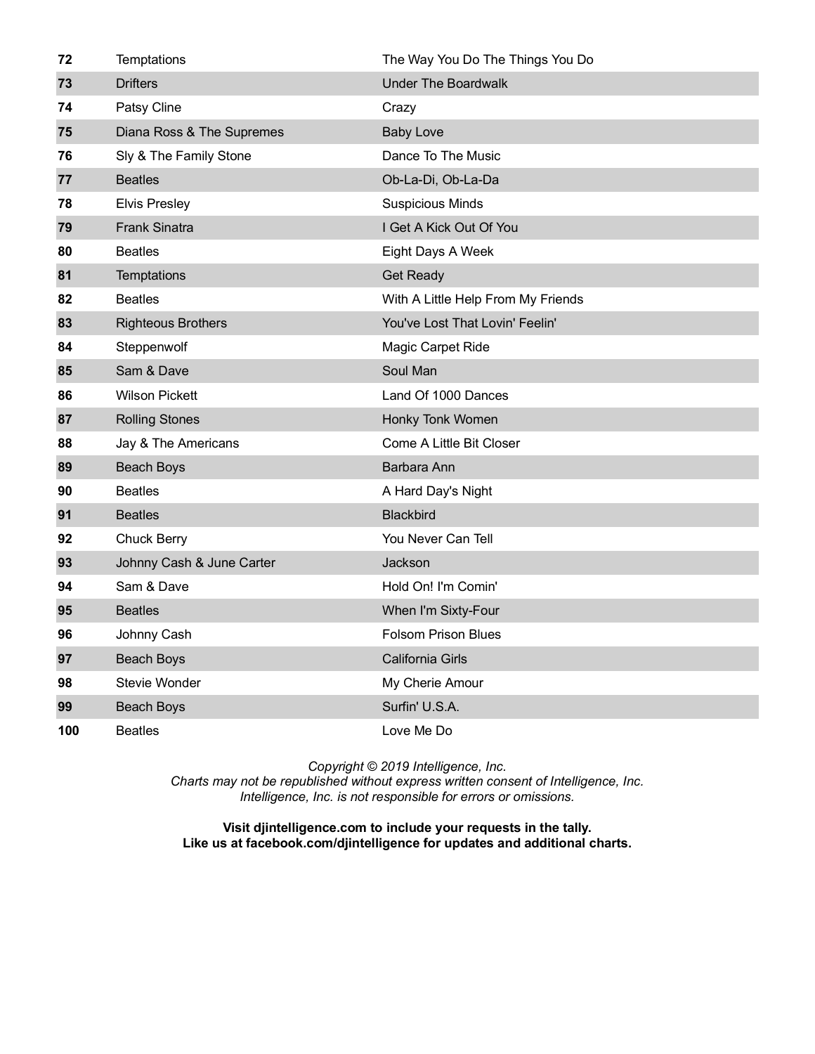| 72 | Temptations | The Way You Do The Things You Do |
|---|---|---|
| 73 | Drifters | Under The Boardwalk |
| 74 | Patsy Cline | Crazy |
| 75 | Diana Ross & The Supremes | Baby Love |
| 76 | Sly & The Family Stone | Dance To The Music |
| 77 | Beatles | Ob-La-Di, Ob-La-Da |
| 78 | Elvis Presley | Suspicious Minds |
| 79 | Frank Sinatra | I Get A Kick Out Of You |
| 80 | Beatles | Eight Days A Week |
| 81 | Temptations | Get Ready |
| 82 | Beatles | With A Little Help From My Friends |
| 83 | Righteous Brothers | You've Lost That Lovin' Feelin' |
| 84 | Steppenwolf | Magic Carpet Ride |
| 85 | Sam & Dave | Soul Man |
| 86 | Wilson Pickett | Land Of 1000 Dances |
| 87 | Rolling Stones | Honky Tonk Women |
| 88 | Jay & The Americans | Come A Little Bit Closer |
| 89 | Beach Boys | Barbara Ann |
| 90 | Beatles | A Hard Day's Night |
| 91 | Beatles | Blackbird |
| 92 | Chuck Berry | You Never Can Tell |
| 93 | Johnny Cash & June Carter | Jackson |
| 94 | Sam & Dave | Hold On! I'm Comin' |
| 95 | Beatles | When I'm Sixty-Four |
| 96 | Johnny Cash | Folsom Prison Blues |
| 97 | Beach Boys | California Girls |
| 98 | Stevie Wonder | My Cherie Amour |
| 99 | Beach Boys | Surfin' U.S.A. |
| 100 | Beatles | Love Me Do |

*Copyright © 2019 Intelligence, Inc.*
*Charts may not be republished without express written consent of Intelligence, Inc.*
*Intelligence, Inc. is not responsible for errors or omissions.*

**Visit djintelligence.com to include your requests in the tally.**
**Like us at facebook.com/djintelligence for updates and additional charts.**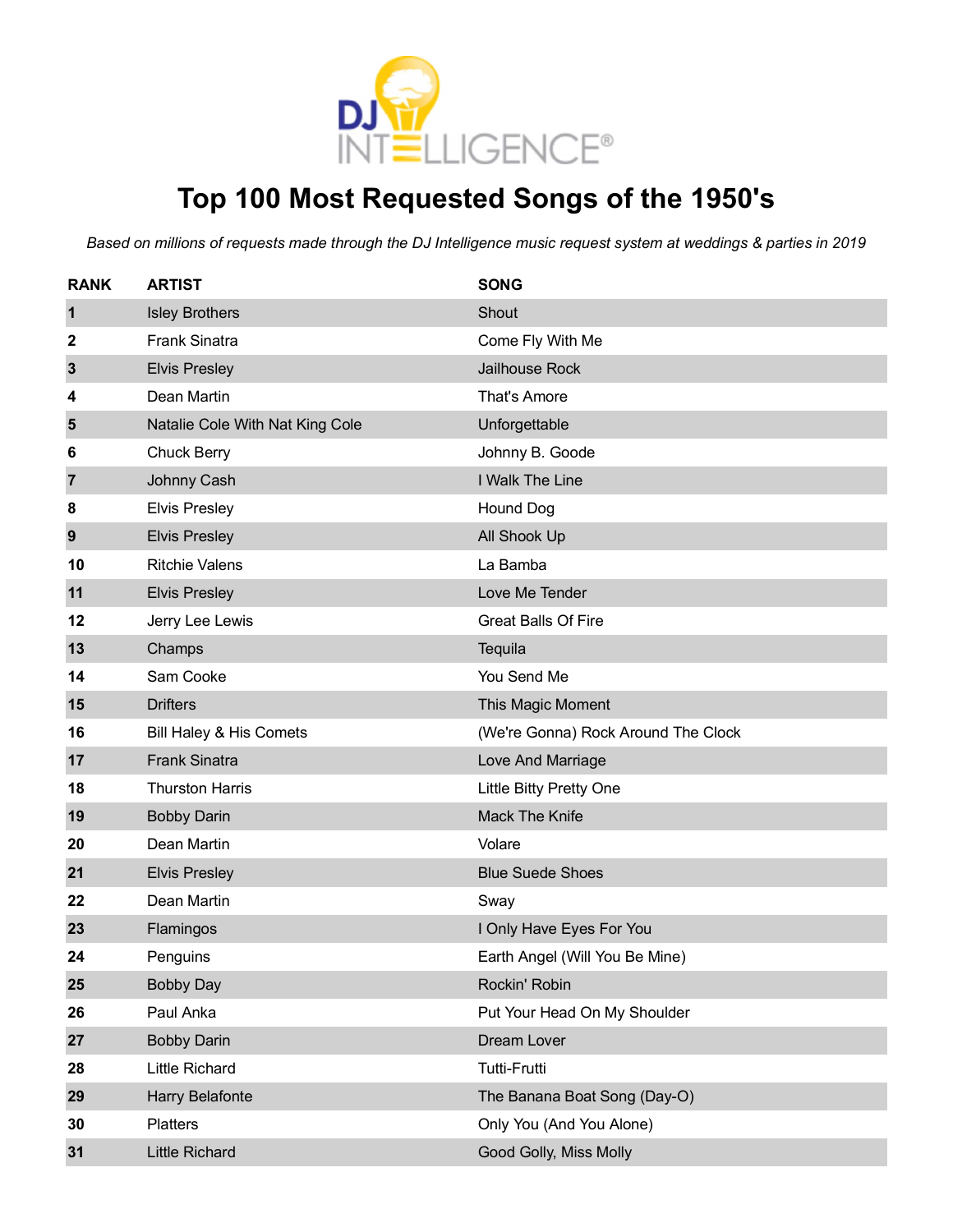# Top 100 Most Requested Songs of the 1950's

*Based on millions of requests made through the DJ Intelligence music request system at weddings & parties in 2019*

| RANK | ARTIST | SONG |
|---|---|---|
| 1 | Isley Brothers | Shout |
| 2 | Frank Sinatra | Come Fly With Me |
| 3 | Elvis Presley | Jailhouse Rock |
| 4 | Dean Martin | That's Amore |
| 5 | Natalie Cole With Nat King Cole | Unforgettable |
| 6 | Chuck Berry | Johnny B. Goode |
| 7 | Johnny Cash | I Walk The Line |
| 8 | Elvis Presley | Hound Dog |
| 9 | Elvis Presley | All Shook Up |
| 10 | Ritchie Valens | La Bamba |
| 11 | Elvis Presley | Love Me Tender |
| 12 | Jerry Lee Lewis | Great Balls Of Fire |
| 13 | Champs | Tequila |
| 14 | Sam Cooke | You Send Me |
| 15 | Drifters | This Magic Moment |
| 16 | Bill Haley & His Comets | (We're Gonna) Rock Around The Clock |
| 17 | Frank Sinatra | Love And Marriage |
| 18 | Thurston Harris | Little Bitty Pretty One |
| 19 | Bobby Darin | Mack The Knife |
| 20 | Dean Martin | Volare |
| 21 | Elvis Presley | Blue Suede Shoes |
| 22 | Dean Martin | Sway |
| 23 | Flamingos | I Only Have Eyes For You |
| 24 | Penguins | Earth Angel (Will You Be Mine) |
| 25 | Bobby Day | Rockin' Robin |
| 26 | Paul Anka | Put Your Head On My Shoulder |
| 27 | Bobby Darin | Dream Lover |
| 28 | Little Richard | Tutti-Frutti |
| 29 | Harry Belafonte | The Banana Boat Song (Day-O) |
| 30 | Platters | Only You (And You Alone) |
| 31 | Little Richard | Good Golly, Miss Molly |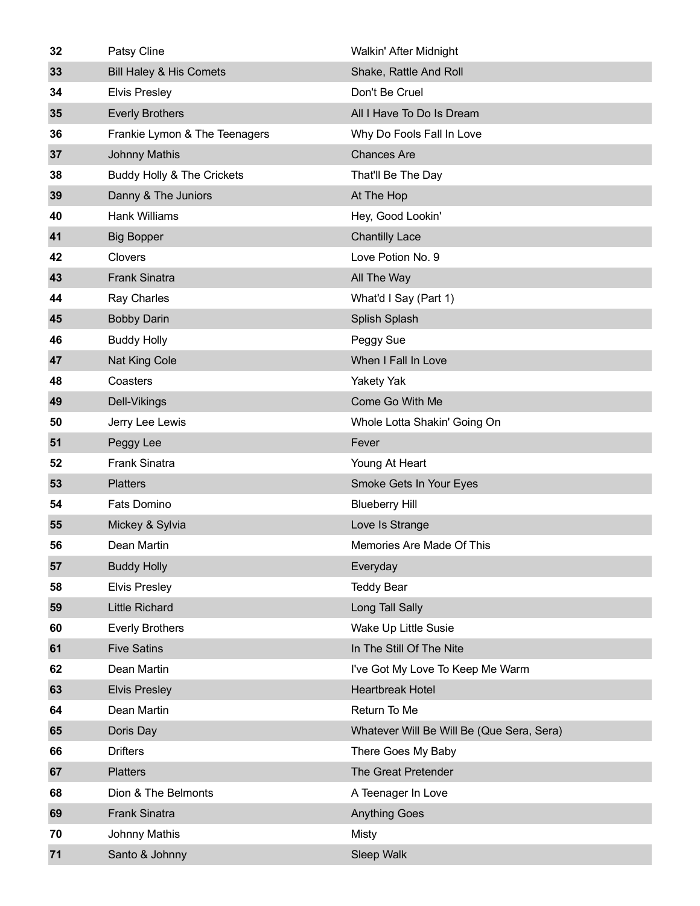| | | |
|---|---|---|
| 32 | Patsy Cline | Walkin' After Midnight |
| 33 | Bill Haley & His Comets | Shake, Rattle And Roll |
| 34 | Elvis Presley | Don't Be Cruel |
| 35 | Everly Brothers | All I Have To Do Is Dream |
| 36 | Frankie Lymon & The Teenagers | Why Do Fools Fall In Love |
| 37 | Johnny Mathis | Chances Are |
| 38 | Buddy Holly & The Crickets | That'll Be The Day |
| 39 | Danny & The Juniors | At The Hop |
| 40 | Hank Williams | Hey, Good Lookin' |
| 41 | Big Bopper | Chantilly Lace |
| 42 | Clovers | Love Potion No. 9 |
| 43 | Frank Sinatra | All The Way |
| 44 | Ray Charles | What'd I Say (Part 1) |
| 45 | Bobby Darin | Splish Splash |
| 46 | Buddy Holly | Peggy Sue |
| 47 | Nat King Cole | When I Fall In Love |
| 48 | Coasters | Yakety Yak |
| 49 | Dell-Vikings | Come Go With Me |
| 50 | Jerry Lee Lewis | Whole Lotta Shakin' Going On |
| 51 | Peggy Lee | Fever |
| 52 | Frank Sinatra | Young At Heart |
| 53 | Platters | Smoke Gets In Your Eyes |
| 54 | Fats Domino | Blueberry Hill |
| 55 | Mickey & Sylvia | Love Is Strange |
| 56 | Dean Martin | Memories Are Made Of This |
| 57 | Buddy Holly | Everyday |
| 58 | Elvis Presley | Teddy Bear |
| 59 | Little Richard | Long Tall Sally |
| 60 | Everly Brothers | Wake Up Little Susie |
| 61 | Five Satins | In The Still Of The Nite |
| 62 | Dean Martin | I've Got My Love To Keep Me Warm |
| 63 | Elvis Presley | Heartbreak Hotel |
| 64 | Dean Martin | Return To Me |
| 65 | Doris Day | Whatever Will Be Will Be (Que Sera, Sera) |
| 66 | Drifters | There Goes My Baby |
| 67 | Platters | The Great Pretender |
| 68 | Dion & The Belmonts | A Teenager In Love |
| 69 | Frank Sinatra | Anything Goes |
| 70 | Johnny Mathis | Misty |
| 71 | Santo & Johnny | Sleep Walk |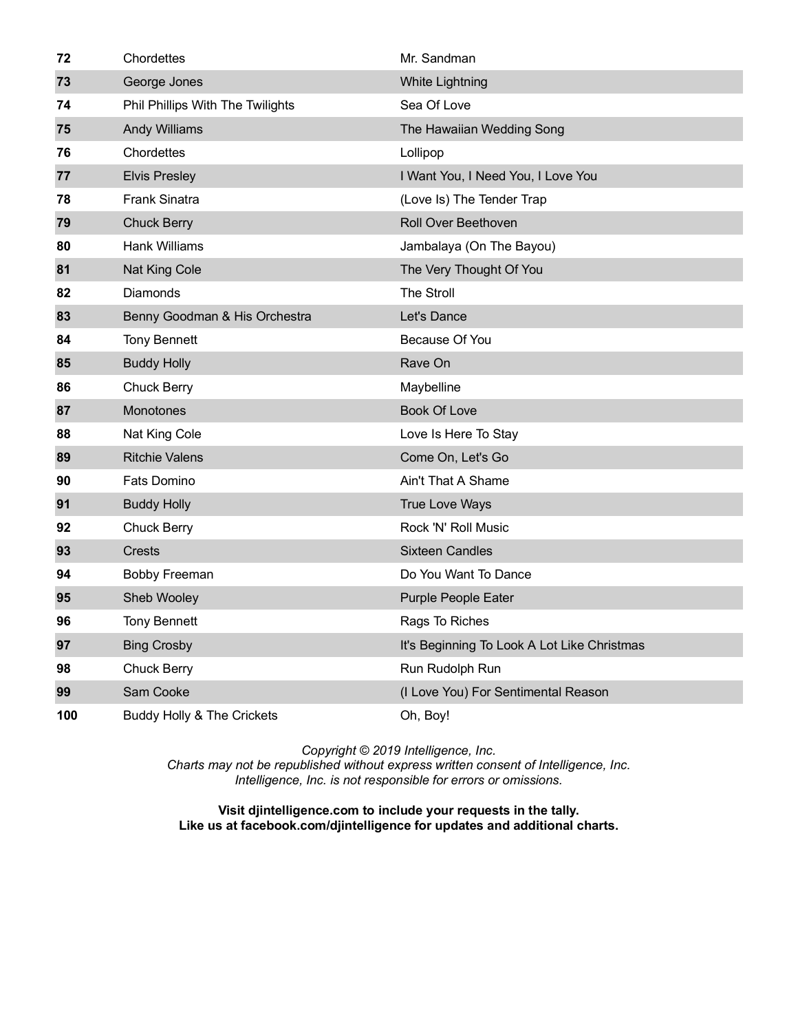| | | |
|---|---|---|
| 72 | Chordettes | Mr. Sandman |
| 73 | George Jones | White Lightning |
| 74 | Phil Phillips With The Twilights | Sea Of Love |
| 75 | Andy Williams | The Hawaiian Wedding Song |
| 76 | Chordettes | Lollipop |
| 77 | Elvis Presley | I Want You, I Need You, I Love You |
| 78 | Frank Sinatra | (Love Is) The Tender Trap |
| 79 | Chuck Berry | Roll Over Beethoven |
| 80 | Hank Williams | Jambalaya (On The Bayou) |
| 81 | Nat King Cole | The Very Thought Of You |
| 82 | Diamonds | The Stroll |
| 83 | Benny Goodman & His Orchestra | Let's Dance |
| 84 | Tony Bennett | Because Of You |
| 85 | Buddy Holly | Rave On |
| 86 | Chuck Berry | Maybelline |
| 87 | Monotones | Book Of Love |
| 88 | Nat King Cole | Love Is Here To Stay |
| 89 | Ritchie Valens | Come On, Let's Go |
| 90 | Fats Domino | Ain't That A Shame |
| 91 | Buddy Holly | True Love Ways |
| 92 | Chuck Berry | Rock 'N' Roll Music |
| 93 | Crests | Sixteen Candles |
| 94 | Bobby Freeman | Do You Want To Dance |
| 95 | Sheb Wooley | Purple People Eater |
| 96 | Tony Bennett | Rags To Riches |
| 97 | Bing Crosby | It's Beginning To Look A Lot Like Christmas |
| 98 | Chuck Berry | Run Rudolph Run |
| 99 | Sam Cooke | (I Love You) For Sentimental Reason |
| 100 | Buddy Holly & The Crickets | Oh, Boy! |

*Copyright © 2019 Intelligence, Inc.*
*Charts may not be republished without express written consent of Intelligence, Inc.*
*Intelligence, Inc. is not responsible for errors or omissions.*

**Visit djintelligence.com to include your requests in the tally.**
**Like us at facebook.com/djintelligence for updates and additional charts.**